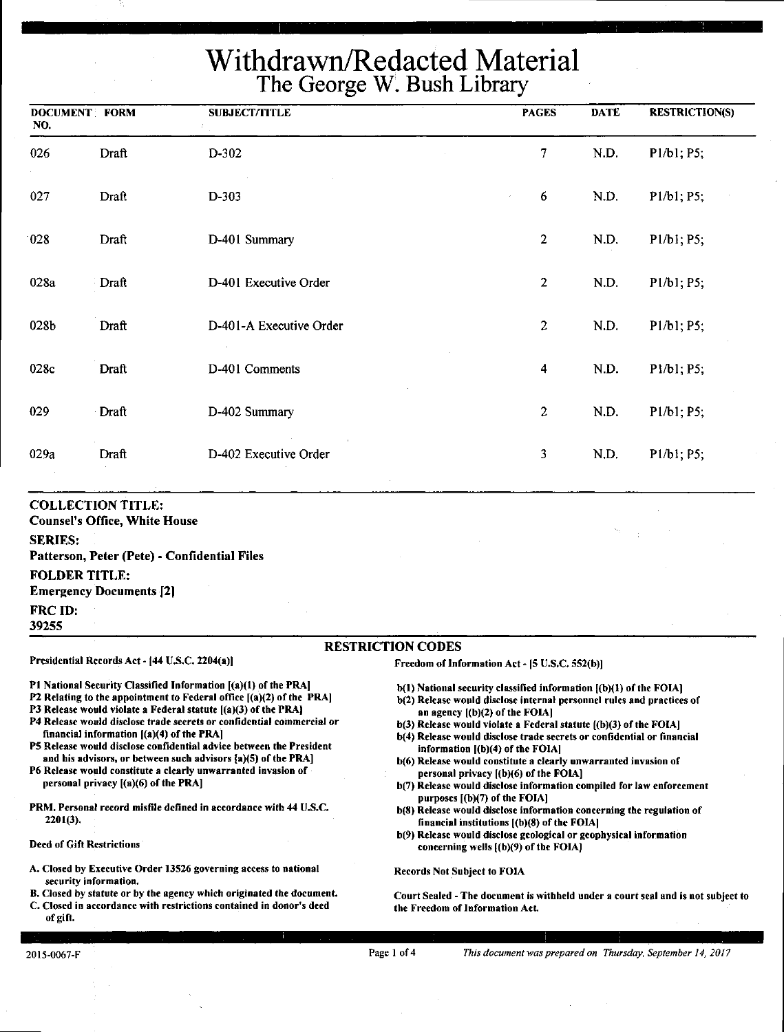# Withdrawn/Redacted Material

## The George W. Bush Library

| DOCUMENT NO. | FORM | SUBJECT/TITLE | PAGES | DATE | RESTRICTION(S) |
|---|---|---|---|---|---|
| 026 | Draft | D-302 | 7 | N.D. | P1/b1; P5; |
| 027 | Draft | D-303 | 6 | N.D. | P1/b1; P5; |
| 028 | Draft | D-401 Summary | 2 | N.D. | P1/b1; P5; |
| 028a | Draft | D-401 Executive Order | 2 | N.D. | P1/b1; P5; |
| 028b | Draft | D-401-A Executive Order | 2 | N.D. | P1/b1; P5; |
| 028c | Draft | D-401 Comments | 4 | N.D. | P1/b1; P5; |
| 029 | Draft | D-402 Summary | 2 | N.D. | P1/b1; P5; |
| 029a | Draft | D-402 Executive Order | 3 | N.D. | P1/b1; P5; |

**COLLECTION TITLE:**
**Counsel's Office, White House**

**SERIES:**
**Patterson, Peter (Pete) - Confidential Files**

**FOLDER TITLE:**
**Emergency Documents [2]**

**FRC ID:**
**39255**

### RESTRICTION CODES

**Presidential Records Act - [44 U.S.C. 2204(a)]**

- P1 National Security Classified Information [(a)(1) of the PRA]
- P2 Relating to the appointment to Federal office [(a)(2) of the PRA]
- P3 Release would violate a Federal statute [(a)(3) of the PRA]
- P4 Release would disclose trade secrets or confidential commercial or financial information [(a)(4) of the PRA]
- P5 Release would disclose confidential advice between the President and his advisors, or between such advisors [a)(5) of the PRA]
- P6 Release would constitute a clearly unwarranted invasion of personal privacy [(a)(6) of the PRA]

PRM. Personal record misfile defined in accordance with 44 U.S.C. 2201(3).

**Deed of Gift Restrictions**

- A. Closed by Executive Order 13526 governing access to national security information.
- B. Closed by statute or by the agency which originated the document.
- C. Closed in accordance with restrictions contained in donor's deed of gift.

**Freedom of Information Act - [5 U.S.C. 552(b)]**

- b(1) National security classified information [(b)(1) of the FOIA]
- b(2) Release would disclose internal personnel rules and practices of an agency [(b)(2) of the FOIA]
- b(3) Release would violate a Federal statute [(b)(3) of the FOIA]
- b(4) Release would disclose trade secrets or confidential or financial information [(b)(4) of the FOIA]
- b(6) Release would constitute a clearly unwarranted invasion of personal privacy [(b)(6) of the FOIA]
- b(7) Release would disclose information compiled for law enforcement purposes [(b)(7) of the FOIA]
- b(8) Release would disclose information concerning the regulation of financial institutions [(b)(8) of the FOIA]
- b(9) Release would disclose geological or geophysical information concerning wells [(b)(9) of the FOIA]

**Records Not Subject to FOIA**

Court Sealed - The document is withheld under a court seal and is not subject to the Freedom of Information Act.

2015-0067-F

*This document was prepared on Thursday, September 14, 2017*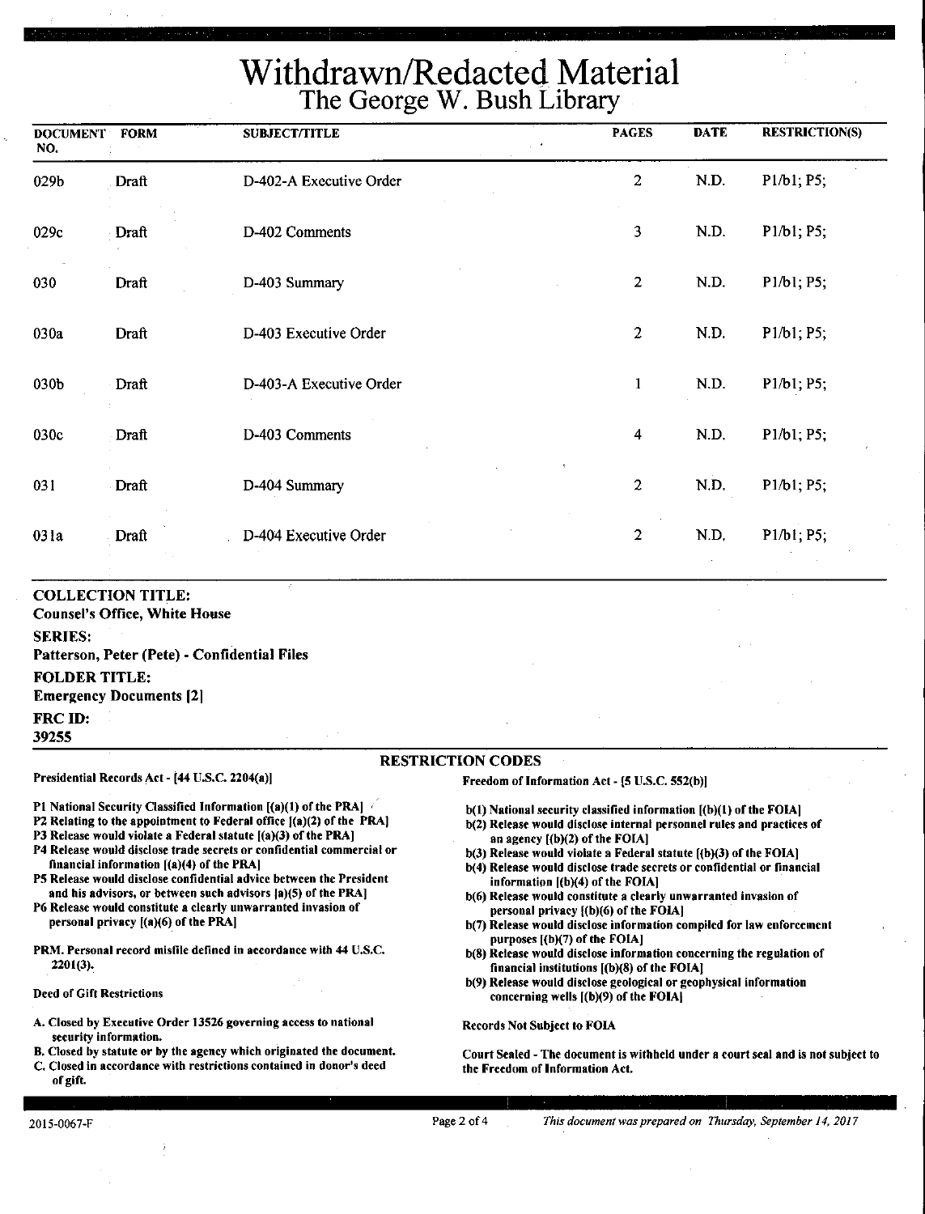# Withdrawn/Redacted Material
## The George W. Bush Library

| DOCUMENT NO. | FORM | SUBJECT/TITLE | PAGES | DATE | RESTRICTION(S) |
|---|---|---|---|---|---|
| 029b | Draft | D-402-A Executive Order | 2 | N.D. | P1/b1; P5; |
| 029c | Draft | D-402 Comments | 3 | N.D. | P1/b1; P5; |
| 030 | Draft | D-403 Summary | 2 | N.D. | P1/b1; P5; |
| 030a | Draft | D-403 Executive Order | 2 | N.D. | P1/b1; P5; |
| 030b | Draft | D-403-A Executive Order | 1 | N.D. | P1/b1; P5; |
| 030c | Draft | D-403 Comments | 4 | N.D. | P1/b1; P5; |
| 031 | Draft | D-404 Summary | 2 | N.D. | P1/b1; P5; |
| 031a | Draft | D-404 Executive Order | 2 | N.D. | P1/b1; P5; |

**COLLECTION TITLE:**
**Counsel's Office, White House**

**SERIES:**
**Patterson, Peter (Pete) - Confidential Files**

**FOLDER TITLE:**
**Emergency Documents [2]**

**FRC ID:**
**39255**

### RESTRICTION CODES

**Presidential Records Act - [44 U.S.C. 2204(a)]**

- P1 National Security Classified Information [(a)(1) of the PRA]
- P2 Relating to the appointment to Federal office [(a)(2) of the PRA]
- P3 Release would violate a Federal statute [(a)(3) of the PRA]
- P4 Release would disclose trade secrets or confidential commercial or financial information [(a)(4) of the PRA]
- P5 Release would disclose confidential advice between the President and his advisors, or between such advisors [a)(5) of the PRA]
- P6 Release would constitute a clearly unwarranted invasion of personal privacy [(a)(6) of the PRA]

PRM. Personal record misfile defined in accordance with 44 U.S.C. 2201(3).

**Deed of Gift Restrictions**

- A. Closed by Executive Order 13526 governing access to national security information.
- B. Closed by statute or by the agency which originated the document.
- C. Closed in accordance with restrictions contained in donor's deed of gift.

**Freedom of Information Act - [5 U.S.C. 552(b)]**

- b(1) National security classified information [(b)(1) of the FOIA]
- b(2) Release would disclose internal personnel rules and practices of an agency [(b)(2) of the FOIA]
- b(3) Release would violate a Federal statute [(b)(3) of the FOIA]
- b(4) Release would disclose trade secrets or confidential or financial information [(b)(4) of the FOIA]
- b(6) Release would constitute a clearly unwarranted invasion of personal privacy [(b)(6) of the FOIA]
- b(7) Release would disclose information compiled for law enforcement purposes [(b)(7) of the FOIA]
- b(8) Release would disclose information concerning the regulation of financial institutions [(b)(8) of the FOIA]
- b(9) Release would disclose geological or geophysical information concerning wells [(b)(9) of the FOIA]

**Records Not Subject to FOIA**

**Court Sealed - The document is withheld under a court seal and is not subject to the Freedom of Information Act.**

2015-0067-F

*This document was prepared on Thursday, September 14, 2017*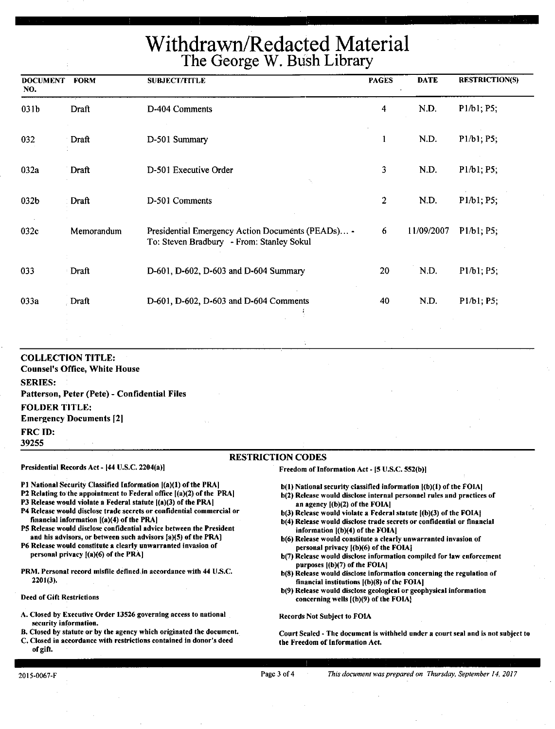# Withdrawn/Redacted Material
## The George W. Bush Library

| DOCUMENT NO. | FORM | SUBJECT/TITLE | PAGES | DATE | RESTRICTION(S) |
|---|---|---|---|---|---|
| 031b | Draft | D-404 Comments | 4 | N.D. | P1/b1; P5; |
| 032 | Draft | D-501 Summary | 1 | N.D. | P1/b1; P5; |
| 032a | Draft | D-501 Executive Order | 3 | N.D. | P1/b1; P5; |
| 032b | Draft | D-501 Comments | 2 | N.D. | P1/b1; P5; |
| 032c | Memorandum | Presidential Emergency Action Documents (PEADs)... - To: Steven Bradbury - From: Stanley Sokul | 6 | 11/09/2007 | P1/b1; P5; |
| 033 | Draft | D-601, D-602, D-603 and D-604 Summary | 20 | N.D. | P1/b1; P5; |
| 033a | Draft | D-601, D-602, D-603 and D-604 Comments | 40 | N.D. | P1/b1; P5; |

**COLLECTION TITLE:**
Counsel's Office, White House

**SERIES:**
Patterson, Peter (Pete) - Confidential Files

**FOLDER TITLE:**
Emergency Documents [2]

**FRC ID:**
39255

### RESTRICTION CODES

**Presidential Records Act - [44 U.S.C. 2204(a)]**

- P1 National Security Classified Information [(a)(1) of the PRA]
- P2 Relating to the appointment to Federal office [(a)(2) of the PRA]
- P3 Release would violate a Federal statute [(a)(3) of the PRA]
- P4 Release would disclose trade secrets or confidential commercial or financial information [(a)(4) of the PRA]
- P5 Release would disclose confidential advice between the President and his advisors, or between such advisors [a)(5) of the PRA]
- P6 Release would constitute a clearly unwarranted invasion of personal privacy [(a)(6) of the PRA]

PRM. Personal record misfile defined in accordance with 44 U.S.C. 2201(3).

**Deed of Gift Restrictions**

- A. Closed by Executive Order 13526 governing access to national security information.
- B. Closed by statute or by the agency which originated the document.
- C. Closed in accordance with restrictions contained in donor's deed of gift.

**Freedom of Information Act - [5 U.S.C. 552(b)]**

- b(1) National security classified information [(b)(1) of the FOIA]
- b(2) Release would disclose internal personnel rules and practices of an agency [(b)(2) of the FOIA]
- b(3) Release would violate a Federal statute [(b)(3) of the FOIA]
- b(4) Release would disclose trade secrets or confidential or financial information [(b)(4) of the FOIA]
- b(6) Release would constitute a clearly unwarranted invasion of personal privacy [(b)(6) of the FOIA]
- b(7) Release would disclose information compiled for law enforcement purposes [(b)(7) of the FOIA]
- b(8) Release would disclose information concerning the regulation of financial institutions [(b)(8) of the FOIA]
- b(9) Release would disclose geological or geophysical information concerning wells [(b)(9) of the FOIA]

**Records Not Subject to FOIA**

Court Sealed - The document is withheld under a court seal and is not subject to the Freedom of Information Act.

2015-0067-F

*This document was prepared on Thursday, September 14, 2017*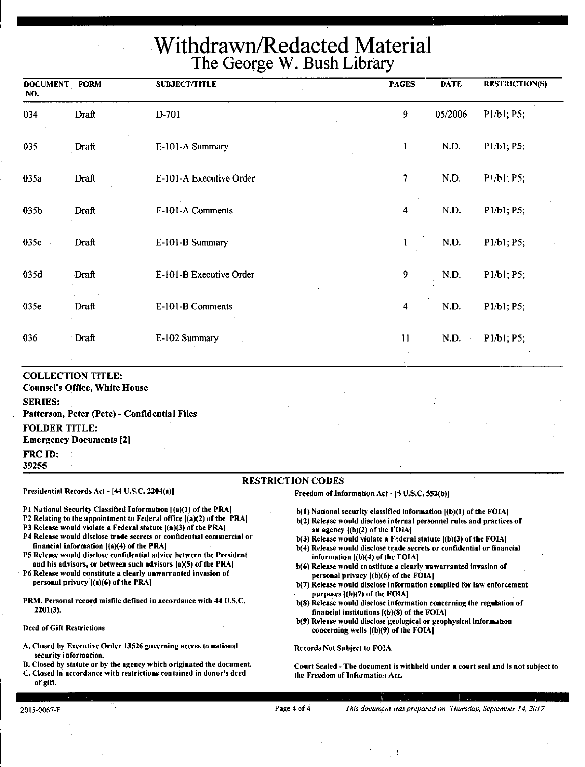# Withdrawn/Redacted Material
## The George W. Bush Library

| DOCUMENT NO. | FORM | SUBJECT/TITLE | PAGES | DATE | RESTRICTION(S) |
|---|---|---|---|---|---|
| 034 | Draft | D-701 | 9 | 05/2006 | P1/b1; P5; |
| 035 | Draft | E-101-A Summary | 1 | N.D. | P1/b1; P5; |
| 035a | Draft | E-101-A Executive Order | 7 | N.D. | P1/b1; P5; |
| 035b | Draft | E-101-A Comments | 4 | N.D. | P1/b1; P5; |
| 035c | Draft | E-101-B Summary | 1 | N.D. | P1/b1; P5; |
| 035d | Draft | E-101-B Executive Order | 9 | N.D. | P1/b1; P5; |
| 035e | Draft | E-101-B Comments | 4 | N.D. | P1/b1; P5; |
| 036 | Draft | E-102 Summary | 11 | N.D. | P1/b1; P5; |

**COLLECTION TITLE:**
**Counsel's Office, White House**

**SERIES:**
**Patterson, Peter (Pete) - Confidential Files**

**FOLDER TITLE:**
**Emergency Documents [2]**

**FRC ID:**
**39255**

### RESTRICTION CODES

**Presidential Records Act - [44 U.S.C. 2204(a)]**

- P1 National Security Classified Information [(a)(1) of the PRA]
- P2 Relating to the appointment to Federal office [(a)(2) of the PRA]
- P3 Release would violate a Federal statute [(a)(3) of the PRA]
- P4 Release would disclose trade secrets or confidential commercial or financial information [(a)(4) of the PRA]
- P5 Release would disclose confidential advice between the President and his advisors, or between such advisors [a)(5) of the PRA]
- P6 Release would constitute a clearly unwarranted invasion of personal privacy [(a)(6) of the PRA]

PRM. Personal record misfile defined in accordance with 44 U.S.C. 2201(3).

**Deed of Gift Restrictions**

- A. Closed by Executive Order 13526 governing access to national security information.
- B. Closed by statute or by the agency which originated the document.
- C. Closed in accordance with restrictions contained in donor's deed of gift.

**Freedom of Information Act - [5 U.S.C. 552(b)]**

- b(1) National security classified information [(b)(1) of the FOIA]
- b(2) Release would disclose internal personnel rules and practices of an agency [(b)(2) of the FOIA]
- b(3) Release would violate a Federal statute [(b)(3) of the FOIA]
- b(4) Release would disclose trade secrets or confidential or financial information [(b)(4) of the FOIA]
- b(6) Release would constitute a clearly unwarranted invasion of personal privacy [(b)(6) of the FOIA]
- b(7) Release would disclose information compiled for law enforcement purposes [(b)(7) of the FOIA]
- b(8) Release would disclose information concerning the regulation of financial institutions [(b)(8) of the FOIA]
- b(9) Release would disclose geological or geophysical information concerning wells [(b)(9) of the FOIA]

**Records Not Subject to FOIA**

**Court Sealed - The document is withheld under a court seal and is not subject to the Freedom of Information Act.**

2015-0067-F

*This document was prepared on Thursday, September 14, 2017*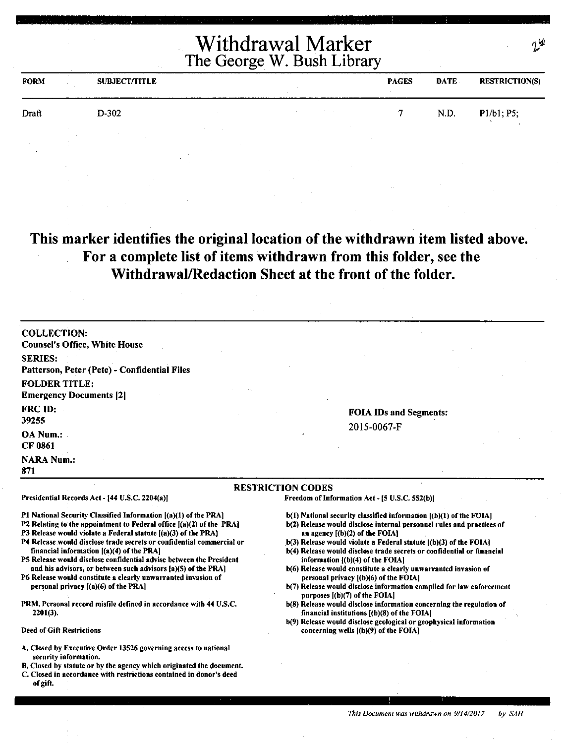# Withdrawal Marker
## The George W. Bush Library

| FORM | SUBJECT/TITLE | PAGES | DATE | RESTRICTION(S) |
|---|---|---|---|---|
| Draft | D-302 | 7 | N.D. | P1/b1; P5; |

**This marker identifies the original location of the withdrawn item listed above. For a complete list of items withdrawn from this folder, see the Withdrawal/Redaction Sheet at the front of the folder.**

**COLLECTION:**
Counsel's Office, White House

**SERIES:**
Patterson, Peter (Pete) - Confidential Files

**FOLDER TITLE:**
Emergency Documents [2]

**FRC ID:**
39255

**OA Num.:**
CF 0861

**NARA Num.:**
871

**FOIA IDs and Segments:**
2015-0067-F

### RESTRICTION CODES

Presidential Records Act - [44 U.S.C. 2204(a)]

- P1 National Security Classified Information [(a)(1) of the PRA]
- P2 Relating to the appointment to Federal office [(a)(2) of the PRA]
- P3 Release would violate a Federal statute [(a)(3) of the PRA]
- P4 Release would disclose trade secrets or confidential commercial or financial information [(a)(4) of the PRA]
- P5 Release would disclose confidential advise between the President and his advisors, or between such advisors [a)(5) of the PRA]
- P6 Release would constitute a clearly unwarranted invasion of personal privacy [(a)(6) of the PRA]

PRM. Personal record misfile defined in accordance with 44 U.S.C. 2201(3).

Deed of Gift Restrictions

- A. Closed by Executive Order 13526 governing access to national security information.
- B. Closed by statute or by the agency which originated the document.
- C. Closed in accordance with restrictions contained in donor's deed of gift.

Freedom of Information Act - [5 U.S.C. 552(b)]

- b(1) National security classified information [(b)(1) of the FOIA]
- b(2) Release would disclose internal personnel rules and practices of an agency [(b)(2) of the FOIA]
- b(3) Release would violate a Federal statute [(b)(3) of the FOIA]
- b(4) Release would disclose trade secrets or confidential or financial information [(b)(4) of the FOIA]
- b(6) Release would constitute a clearly unwarranted invasion of personal privacy [(b)(6) of the FOIA]
- b(7) Release would disclose information compiled for law enforcement purposes [(b)(7) of the FOIA]
- b(8) Release would disclose information concerning the regulation of financial institutions [(b)(8) of the FOIA]
- b(9) Release would disclose geological or geophysical information concerning wells [(b)(9) of the FOIA]

*This Document was withdrawn on 9/14/2017 by SAH*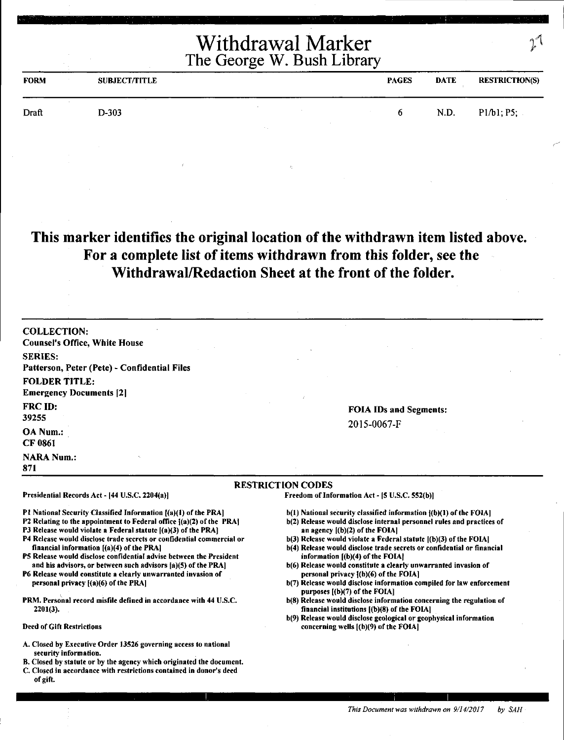# Withdrawal Marker
## The George W. Bush Library

| FORM | SUBJECT/TITLE | PAGES | DATE | RESTRICTION(S) |
|---|---|---|---|---|
| Draft | D-303 | 6 | N.D. | P1/b1; P5; |

**This marker identifies the original location of the withdrawn item listed above. For a complete list of items withdrawn from this folder, see the Withdrawal/Redaction Sheet at the front of the folder.**

**COLLECTION:**
Counsel's Office, White House

**SERIES:**
Patterson, Peter (Pete) - Confidential Files

**FOLDER TITLE:**
Emergency Documents [2]

**FRC ID:**
39255

**OA Num.:**
CF 0861

**NARA Num.:**
871

**FOIA IDs and Segments:**
2015-0067-F

### RESTRICTION CODES

**Presidential Records Act - [44 U.S.C. 2204(a)]**

- P1 National Security Classified Information [(a)(1) of the PRA]
- P2 Relating to the appointment to Federal office [(a)(2) of the PRA]
- P3 Release would violate a Federal statute [(a)(3) of the PRA]
- P4 Release would disclose trade secrets or confidential commercial or financial information [(a)(4) of the PRA]
- P5 Release would disclose confidential advise between the President and his advisors, or between such advisors [a)(5) of the PRA]
- P6 Release would constitute a clearly unwarranted invasion of personal privacy [(a)(6) of the PRA]

PRM. Personal record misfile defined in accordance with 44 U.S.C. 2201(3).

**Deed of Gift Restrictions**

- A. Closed by Executive Order 13526 governing access to national security information.
- B. Closed by statute or by the agency which originated the document.
- C. Closed in accordance with restrictions contained in donor's deed of gift.

**Freedom of Information Act - [5 U.S.C. 552(b)]**

- b(1) National security classified information [(b)(1) of the FOIA]
- b(2) Release would disclose internal personnel rules and practices of an agency [(b)(2) of the FOIA]
- b(3) Release would violate a Federal statute [(b)(3) of the FOIA]
- b(4) Release would disclose trade secrets or confidential or financial information [(b)(4) of the FOIA]
- b(6) Release would constitute a clearly unwarranted invasion of personal privacy [(b)(6) of the FOIA]
- b(7) Release would disclose information compiled for law enforcement purposes [(b)(7) of the FOIA]
- b(8) Release would disclose information concerning the regulation of financial institutions [(b)(8) of the FOIA]
- b(9) Release would disclose geological or geophysical information concerning wells [(b)(9) of the FOIA]

*This Document was withdrawn on 9/14/2017 by SAH*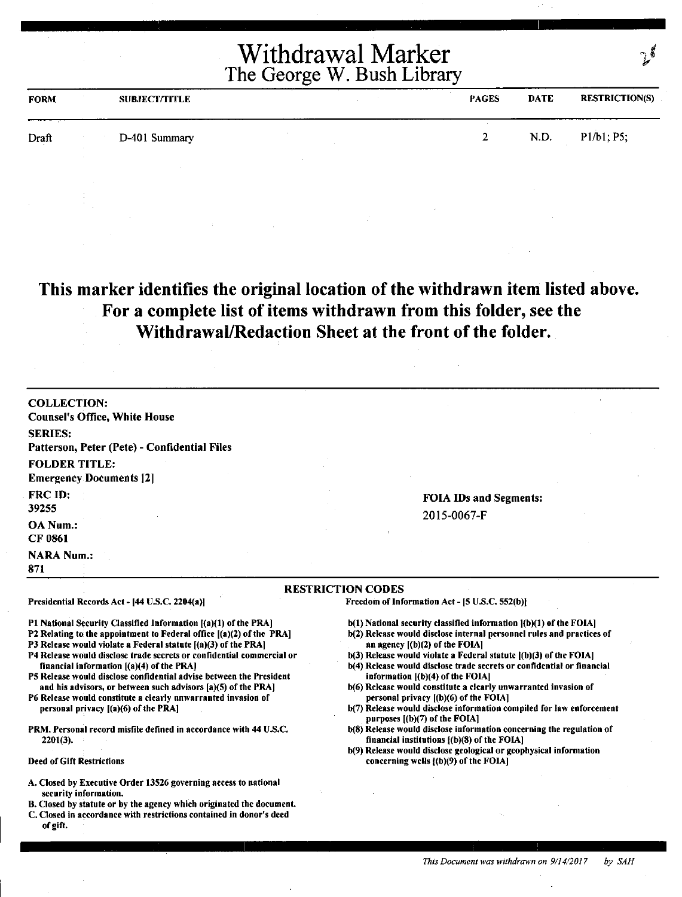# Withdrawal Marker
## The George W. Bush Library

| FORM | SUBJECT/TITLE | PAGES | DATE | RESTRICTION(S) |
|---|---|---|---|---|
| Draft | D-401 Summary | 2 | N.D. | P1/b1; P5; |

**This marker identifies the original location of the withdrawn item listed above. For a complete list of items withdrawn from this folder, see the Withdrawal/Redaction Sheet at the front of the folder.**

**COLLECTION:**
Counsel's Office, White House

**SERIES:**
Patterson, Peter (Pete) - Confidential Files

**FOLDER TITLE:**
Emergency Documents [2]

**FRC ID:**
39255

**OA Num.:**
CF 0861

**NARA Num.:**
871

**FOIA IDs and Segments:**
2015-0067-F

### RESTRICTION CODES

Presidential Records Act - [44 U.S.C. 2204(a)]

P1 National Security Classified Information [(a)(1) of the PRA]
P2 Relating to the appointment to Federal office [(a)(2) of the PRA]
P3 Release would violate a Federal statute [(a)(3) of the PRA]
P4 Release would disclose trade secrets or confidential commercial or financial information [(a)(4) of the PRA]
P5 Release would disclose confidential advise between the President and his advisors, or between such advisors [a)(5) of the PRA]
P6 Release would constitute a clearly unwarranted invasion of personal privacy [(a)(6) of the PRA]

PRM. Personal record misfile defined in accordance with 44 U.S.C. 2201(3).

Deed of Gift Restrictions

A. Closed by Executive Order 13526 governing access to national security information.
B. Closed by statute or by the agency which originated the document.
C. Closed in accordance with restrictions contained in donor's deed of gift.

Freedom of Information Act - [5 U.S.C. 552(b)]

b(1) National security classified information [(b)(1) of the FOIA]
b(2) Release would disclose internal personnel rules and practices of an agency [(b)(2) of the FOIA]
b(3) Release would violate a Federal statute [(b)(3) of the FOIA]
b(4) Release would disclose trade secrets or confidential or financial information [(b)(4) of the FOIA]
b(6) Release would constitute a clearly unwarranted invasion of personal privacy [(b)(6) of the FOIA]
b(7) Release would disclose information compiled for law enforcement purposes [(b)(7) of the FOIA]
b(8) Release would disclose information concerning the regulation of financial institutions [(b)(8) of the FOIA]
b(9) Release would disclose geological or geophysical information concerning wells [(b)(9) of the FOIA]

*This Document was withdrawn on 9/14/2017 by SAH*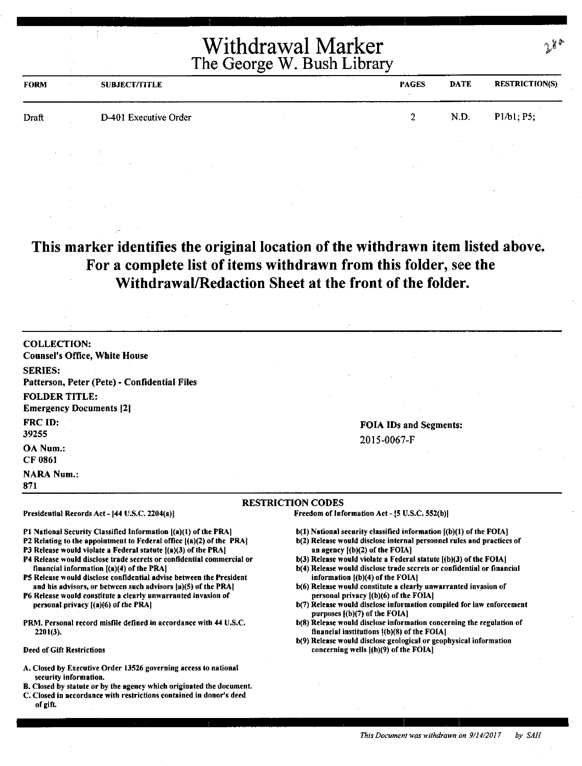# Withdrawal Marker
## The George W. Bush Library

| FORM | SUBJECT/TITLE | PAGES | DATE | RESTRICTION(S) |
|---|---|---|---|---|
| Draft | D-401 Executive Order | 2 | N.D. | P1/b1; P5; |

**This marker identifies the original location of the withdrawn item listed above. For a complete list of items withdrawn from this folder, see the Withdrawal/Redaction Sheet at the front of the folder.**

**COLLECTION:**
Counsel's Office, White House

**SERIES:**
Patterson, Peter (Pete) - Confidential Files

**FOLDER TITLE:**
Emergency Documents [2]

**FRC ID:**
39255

**OA Num.:**
CF 0861

**NARA Num.:**
871

**FOIA IDs and Segments:**
2015-0067-F

**RESTRICTION CODES**

Presidential Records Act - [44 U.S.C. 2204(a)]

- P1 National Security Classified Information [(a)(1) of the PRA]
- P2 Relating to the appointment to Federal office [(a)(2) of the PRA]
- P3 Release would violate a Federal statute [(a)(3) of the PRA]
- P4 Release would disclose trade secrets or confidential commercial or financial information [(a)(4) of the PRA]
- P5 Release would disclose confidential advise between the President and his advisors, or between such advisors [a)(5) of the PRA]
- P6 Release would constitute a clearly unwarranted invasion of personal privacy [(a)(6) of the PRA]

PRM. Personal record misfile defined in accordance with 44 U.S.C. 2201(3).

Deed of Gift Restrictions

- A. Closed by Executive Order 13526 governing access to national security information.
- B. Closed by statute or by the agency which originated the document.
- C. Closed in accordance with restrictions contained in donor's deed of gift.

Freedom of Information Act - [5 U.S.C. 552(b)]

- b(1) National security classified information [(b)(1) of the FOIA]
- b(2) Release would disclose internal personnel rules and practices of an agency [(b)(2) of the FOIA]
- b(3) Release would violate a Federal statute [(b)(3) of the FOIA]
- b(4) Release would disclose trade secrets or confidential or financial information [(b)(4) of the FOIA]
- b(6) Release would constitute a clearly unwarranted invasion of personal privacy [(b)(6) of the FOIA]
- b(7) Release would disclose information compiled for law enforcement purposes [(b)(7) of the FOIA]
- b(8) Release would disclose information concerning the regulation of financial institutions [(b)(8) of the FOIA]
- b(9) Release would disclose geological or geophysical information concerning wells [(b)(9) of the FOIA]

*This Document was withdrawn on 9/14/2017 by SAH*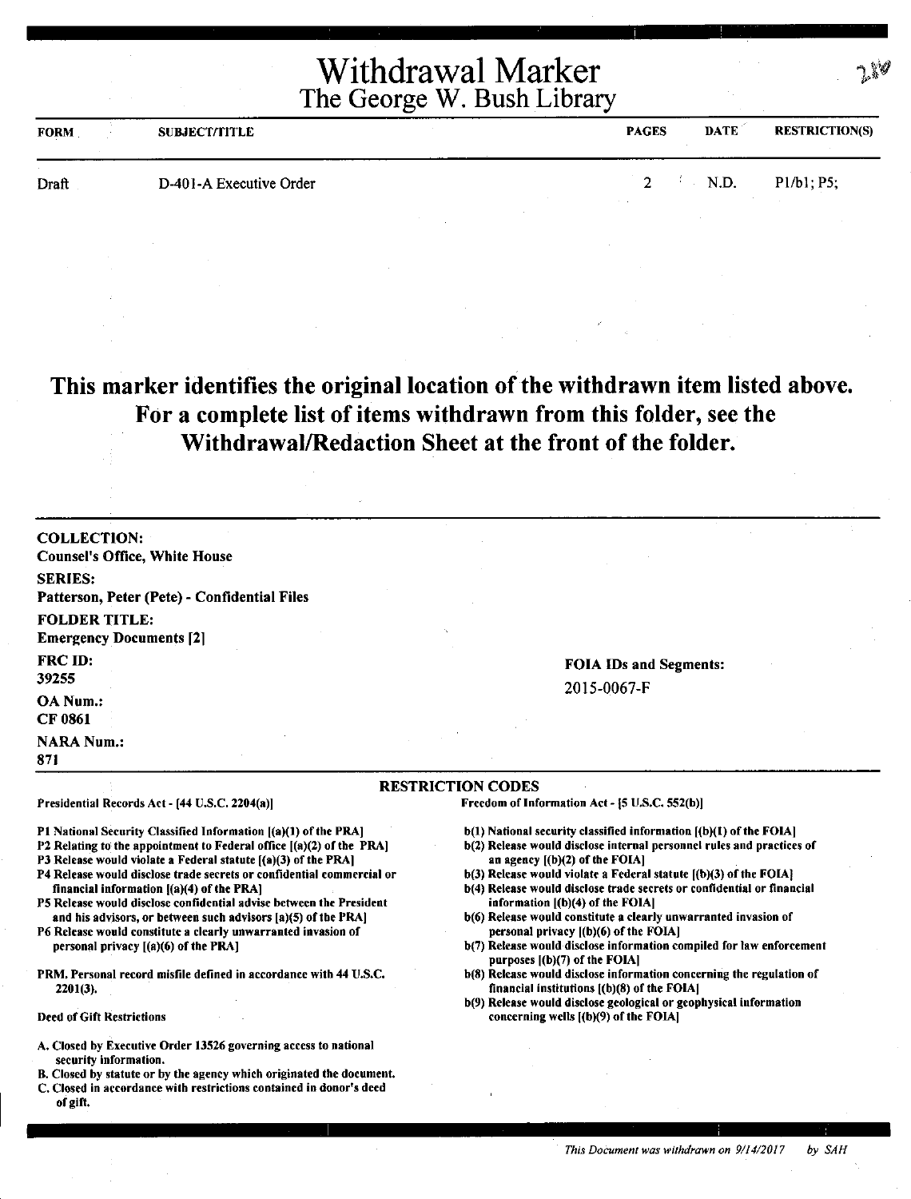# Withdrawal Marker
## The George W. Bush Library

| FORM | SUBJECT/TITLE | PAGES | DATE | RESTRICTION(S) |
|---|---|---|---|---|
| Draft | D-401-A Executive Order | 2 | N.D. | P1/b1; P5; |

**This marker identifies the original location of the withdrawn item listed above. For a complete list of items withdrawn from this folder, see the Withdrawal/Redaction Sheet at the front of the folder.**

**COLLECTION:**
Counsel's Office, White House

**SERIES:**
Patterson, Peter (Pete) - Confidential Files

**FOLDER TITLE:**
Emergency Documents [2]

**FRC ID:**
39255

**OA Num.:**
CF 0861

**NARA Num.:**
871

**FOIA IDs and Segments:**
2015-0067-F

**RESTRICTION CODES**

Presidential Records Act - [44 U.S.C. 2204(a)]

P1 National Security Classified Information [(a)(1) of the PRA]
P2 Relating to the appointment to Federal office [(a)(2) of the PRA]
P3 Release would violate a Federal statute [(a)(3) of the PRA]
P4 Release would disclose trade secrets or confidential commercial or financial information [(a)(4) of the PRA]
P5 Release would disclose confidential advise between the President and his advisors, or between such advisors [a)(5) of the PRA]
P6 Release would constitute a clearly unwarranted invasion of personal privacy [(a)(6) of the PRA]

PRM. Personal record misfile defined in accordance with 44 U.S.C. 2201(3).

Deed of Gift Restrictions

A. Closed by Executive Order 13526 governing access to national security information.
B. Closed by statute or by the agency which originated the document.
C. Closed in accordance with restrictions contained in donor's deed of gift.

Freedom of Information Act - [5 U.S.C. 552(b)]

b(1) National security classified information [(b)(1) of the FOIA]
b(2) Release would disclose internal personnel rules and practices of an agency [(b)(2) of the FOIA]
b(3) Release would violate a Federal statute [(b)(3) of the FOIA]
b(4) Release would disclose trade secrets or confidential or financial information [(b)(4) of the FOIA]
b(6) Release would constitute a clearly unwarranted invasion of personal privacy [(b)(6) of the FOIA]
b(7) Release would disclose information compiled for law enforcement purposes [(b)(7) of the FOIA]
b(8) Release would disclose information concerning the regulation of financial institutions [(b)(8) of the FOIA]
b(9) Release would disclose geological or geophysical information concerning wells [(b)(9) of the FOIA]

*This Document was withdrawn on 9/14/2017 by SAH*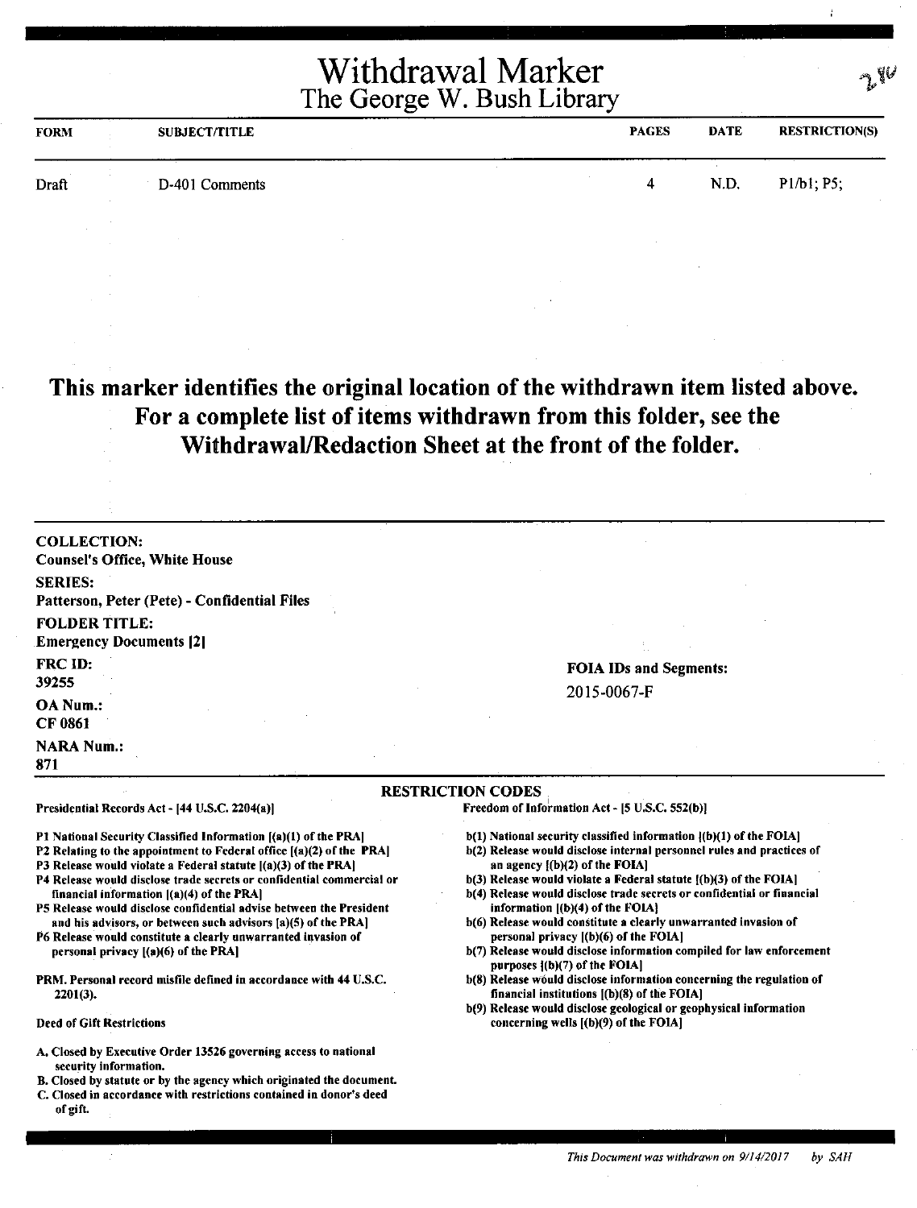# Withdrawal Marker
## The George W. Bush Library

| FORM | SUBJECT/TITLE | PAGES | DATE | RESTRICTION(S) |
|---|---|---|---|---|
| Draft | D-401 Comments | 4 | N.D. | P1/b1; P5; |

**This marker identifies the original location of the withdrawn item listed above. For a complete list of items withdrawn from this folder, see the Withdrawal/Redaction Sheet at the front of the folder.**

**COLLECTION:**
Counsel's Office, White House

**SERIES:**
Patterson, Peter (Pete) - Confidential Files

**FOLDER TITLE:**
Emergency Documents [2]

**FRC ID:**
39255

**OA Num.:**
CF 0861

**NARA Num.:**
871

**FOIA IDs and Segments:**
2015-0067-F

**RESTRICTION CODES**

Presidential Records Act - [44 U.S.C. 2204(a)]

P1 National Security Classified Information [(a)(1) of the PRA]
P2 Relating to the appointment to Federal office [(a)(2) of the PRA]
P3 Release would violate a Federal statute [(a)(3) of the PRA]
P4 Release would disclose trade secrets or confidential commercial or financial information [(a)(4) of the PRA]
P5 Release would disclose confidential advise between the President and his advisors, or between such advisors [a)(5) of the PRA]
P6 Release would constitute a clearly unwarranted invasion of personal privacy [(a)(6) of the PRA]

PRM. Personal record misfile defined in accordance with 44 U.S.C. 2201(3).

Deed of Gift Restrictions

A. Closed by Executive Order 13526 governing access to national security information.
B. Closed by statute or by the agency which originated the document.
C. Closed in accordance with restrictions contained in donor's deed of gift.

Freedom of Information Act - [5 U.S.C. 552(b)]

b(1) National security classified information [(b)(1) of the FOIA]
b(2) Release would disclose internal personnel rules and practices of an agency [(b)(2) of the FOIA]
b(3) Release would violate a Federal statute [(b)(3) of the FOIA]
b(4) Release would disclose trade secrets or confidential or financial information [(b)(4) of the FOIA]
b(6) Release would constitute a clearly unwarranted invasion of personal privacy [(b)(6) of the FOIA]
b(7) Release would disclose information compiled for law enforcement purposes [(b)(7) of the FOIA]
b(8) Release would disclose information concerning the regulation of financial institutions [(b)(8) of the FOIA]
b(9) Release would disclose geological or geophysical information concerning wells [(b)(9) of the FOIA]

*This Document was withdrawn on 9/14/2017 by SAH*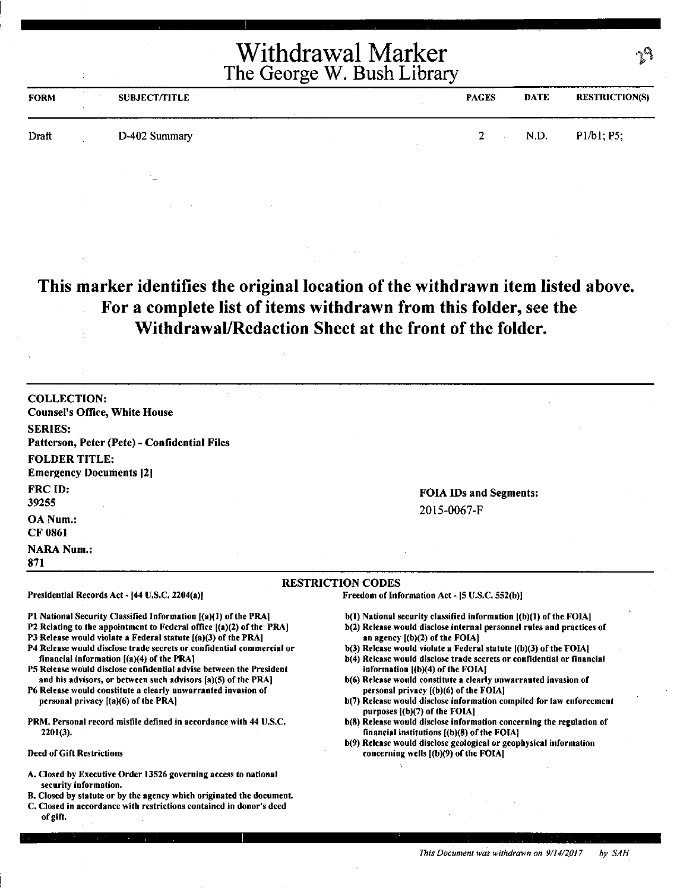# Withdrawal Marker
## The George W. Bush Library

29

| FORM | SUBJECT/TITLE | PAGES | DATE | RESTRICTION(S) |
|---|---|---|---|---|
| Draft | D-402 Summary | 2 | N.D. | P1/b1; P5; |

**This marker identifies the original location of the withdrawn item listed above. For a complete list of items withdrawn from this folder, see the Withdrawal/Redaction Sheet at the front of the folder.**

**COLLECTION:**
**Counsel's Office, White House**

**SERIES:**
**Patterson, Peter (Pete) - Confidential Files**

**FOLDER TITLE:**
**Emergency Documents [2]**

**FRC ID:**
**39255**

**OA Num.:**
**CF 0861**

**NARA Num.:**
**871**

**FOIA IDs and Segments:**
2015-0067-F

### RESTRICTION CODES

**Presidential Records Act - [44 U.S.C. 2204(a)]**

- P1 National Security Classified Information [(a)(1) of the PRA]
- P2 Relating to the appointment to Federal office [(a)(2) of the PRA]
- P3 Release would violate a Federal statute [(a)(3) of the PRA]
- P4 Release would disclose trade secrets or confidential commercial or financial information [(a)(4) of the PRA]
- P5 Release would disclose confidential advise between the President and his advisors, or between such advisors [a)(5) of the PRA]
- P6 Release would constitute a clearly unwarranted invasion of personal privacy [(a)(6) of the PRA]

PRM. Personal record misfile defined in accordance with 44 U.S.C. 2201(3).

**Deed of Gift Restrictions**

- A. Closed by Executive Order 13526 governing access to national security information.
- B. Closed by statute or by the agency which originated the document.
- C. Closed in accordance with restrictions contained in donor's deed of gift.

**Freedom of Information Act - [5 U.S.C. 552(b)]**

- b(1) National security classified information [(b)(1) of the FOIA]
- b(2) Release would disclose internal personnel rules and practices of an agency [(b)(2) of the FOIA]
- b(3) Release would violate a Federal statute [(b)(3) of the FOIA]
- b(4) Release would disclose trade secrets or confidential or financial information [(b)(4) of the FOIA]
- b(6) Release would constitute a clearly unwarranted invasion of personal privacy [(b)(6) of the FOIA]
- b(7) Release would disclose information compiled for law enforcement purposes [(b)(7) of the FOIA]
- b(8) Release would disclose information concerning the regulation of financial institutions [(b)(8) of the FOIA]
- b(9) Release would disclose geological or geophysical information concerning wells [(b)(9) of the FOIA]

*This Document was withdrawn on 9/14/2017 by SAH*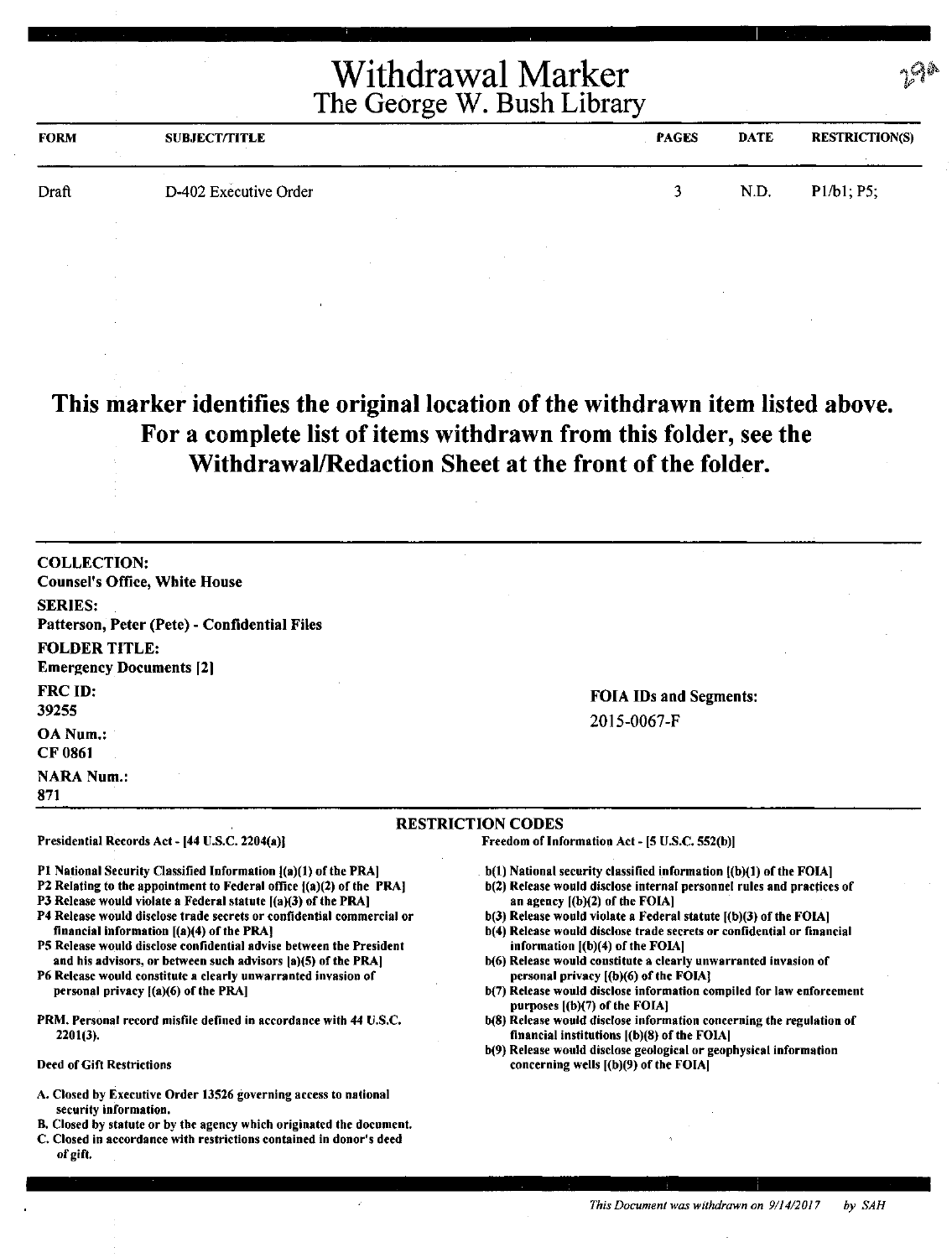# Withdrawal Marker
## The George W. Bush Library

29a

| FORM | SUBJECT/TITLE | PAGES | DATE | RESTRICTION(S) |
|---|---|---|---|---|
| Draft | D-402 Executive Order | 3 | N.D. | P1/b1; P5; |

## This marker identifies the original location of the withdrawn item listed above. For a complete list of items withdrawn from this folder, see the Withdrawal/Redaction Sheet at the front of the folder.

**COLLECTION:**
**Counsel's Office, White House**

**SERIES:**
**Patterson, Peter (Pete) - Confidential Files**

**FOLDER TITLE:**
**Emergency Documents [2]**

**FRC ID:**
39255

**OA Num.:**
CF 0861

**NARA Num.:**
871

**FOIA IDs and Segments:**
2015-0067-F

**RESTRICTION CODES**

Presidential Records Act - [44 U.S.C. 2204(a)]

P1 National Security Classified Information [(a)(1) of the PRA]
P2 Relating to the appointment to Federal office [(a)(2) of the PRA]
P3 Release would violate a Federal statute [(a)(3) of the PRA]
P4 Release would disclose trade secrets or confidential commercial or financial information [(a)(4) of the PRA]
P5 Release would disclose confidential advise between the President and his advisors, or between such advisors [a)(5) of the PRA]
P6 Release would constitute a clearly unwarranted invasion of personal privacy [(a)(6) of the PRA]

PRM. Personal record misfile defined in accordance with 44 U.S.C. 2201(3).

Deed of Gift Restrictions

A. Closed by Executive Order 13526 governing access to national security information.
B. Closed by statute or by the agency which originated the document.
C. Closed in accordance with restrictions contained in donor's deed of gift.

Freedom of Information Act - [5 U.S.C. 552(b)]

b(1) National security classified information [(b)(1) of the FOIA]
b(2) Release would disclose internal personnel rules and practices of an agency [(b)(2) of the FOIA]
b(3) Release would violate a Federal statute [(b)(3) of the FOIA]
b(4) Release would disclose trade secrets or confidential or financial information [(b)(4) of the FOIA]
b(6) Release would constitute a clearly unwarranted invasion of personal privacy [(b)(6) of the FOIA]
b(7) Release would disclose information compiled for law enforcement purposes [(b)(7) of the FOIA]
b(8) Release would disclose information concerning the regulation of financial institutions [(b)(8) of the FOIA]
b(9) Release would disclose geological or geophysical information concerning wells [(b)(9) of the FOIA]

*This Document was withdrawn on 9/14/2017 by SAH*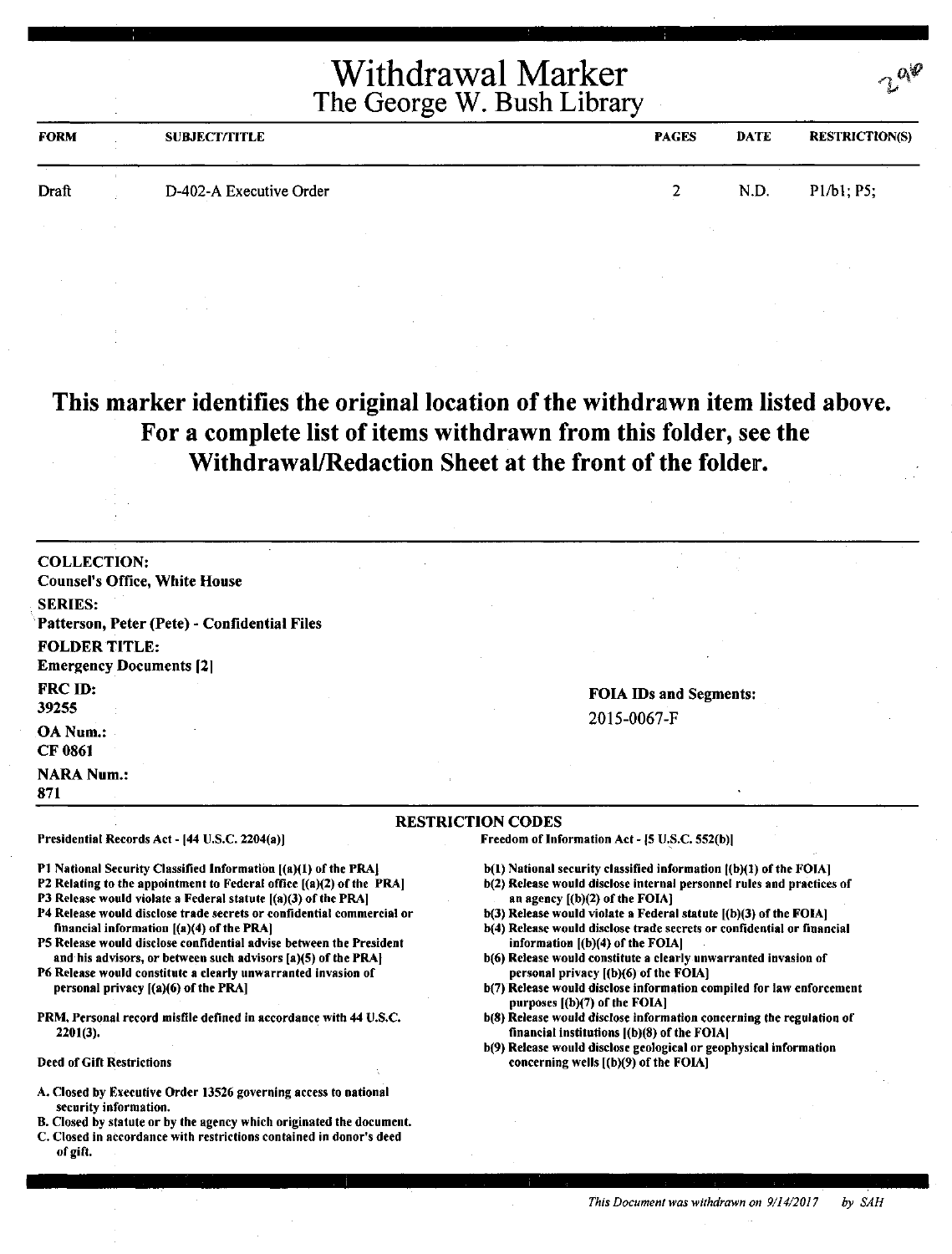# Withdrawal Marker
## The George W. Bush Library

290

| FORM | SUBJECT/TITLE | PAGES | DATE | RESTRICTION(S) |
|---|---|---|---|---|
| Draft | D-402-A Executive Order | 2 | N.D. | P1/b1; P5; |

## This marker identifies the original location of the withdrawn item listed above. For a complete list of items withdrawn from this folder, see the Withdrawal/Redaction Sheet at the front of the folder.

**COLLECTION:**
Counsel's Office, White House

**SERIES:**
Patterson, Peter (Pete) - Confidential Files

**FOLDER TITLE:**
Emergency Documents [2]

**FRC ID:**
39255

**OA Num.:**
CF 0861

**NARA Num.:**
871

**FOIA IDs and Segments:**
2015-0067-F

### RESTRICTION CODES

**Presidential Records Act - [44 U.S.C. 2204(a)]**

- P1 National Security Classified Information [(a)(1) of the PRA]
- P2 Relating to the appointment to Federal office [(a)(2) of the PRA]
- P3 Release would violate a Federal statute [(a)(3) of the PRA]
- P4 Release would disclose trade secrets or confidential commercial or financial information [(a)(4) of the PRA]
- P5 Release would disclose confidential advise between the President and his advisors, or between such advisors [a)(5) of the PRA]
- P6 Release would constitute a clearly unwarranted invasion of personal privacy [(a)(6) of the PRA]

PRM. Personal record misfile defined in accordance with 44 U.S.C. 2201(3).

**Deed of Gift Restrictions**

- A. Closed by Executive Order 13526 governing access to national security information.
- B. Closed by statute or by the agency which originated the document.
- C. Closed in accordance with restrictions contained in donor's deed of gift.

**Freedom of Information Act - [5 U.S.C. 552(b)]**

- b(1) National security classified information [(b)(1) of the FOIA]
- b(2) Release would disclose internal personnel rules and practices of an agency [(b)(2) of the FOIA]
- b(3) Release would violate a Federal statute [(b)(3) of the FOIA]
- b(4) Release would disclose trade secrets or confidential or financial information [(b)(4) of the FOIA]
- b(6) Release would constitute a clearly unwarranted invasion of personal privacy [(b)(6) of the FOIA]
- b(7) Release would disclose information compiled for law enforcement purposes [(b)(7) of the FOIA]
- b(8) Release would disclose information concerning the regulation of financial institutions [(b)(8) of the FOIA]
- b(9) Release would disclose geological or geophysical information concerning wells [(b)(9) of the FOIA]

*This Document was withdrawn on 9/14/2017 by SAH*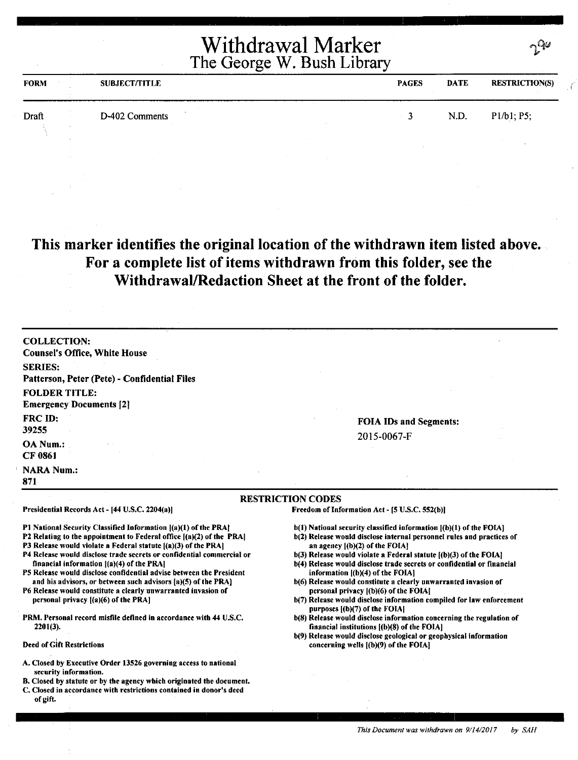# Withdrawal Marker
## The George W. Bush Library

296

| FORM | SUBJECT/TITLE | PAGES | DATE | RESTRICTION(S) |
|---|---|---|---|---|
| Draft | D-402 Comments | 3 | N.D. | P1/b1; P5; |

**This marker identifies the original location of the withdrawn item listed above. For a complete list of items withdrawn from this folder, see the Withdrawal/Redaction Sheet at the front of the folder.**

**COLLECTION:**
Counsel's Office, White House

**SERIES:**
Patterson, Peter (Pete) - Confidential Files

**FOLDER TITLE:**
Emergency Documents [2]

**FRC ID:**
39255

**OA Num.:**
CF 0861

**NARA Num.:**
871

**FOIA IDs and Segments:**
2015-0067-F

### RESTRICTION CODES

**Presidential Records Act - [44 U.S.C. 2204(a)]**

P1 National Security Classified Information [(a)(1) of the PRA]
P2 Relating to the appointment to Federal office [(a)(2) of the PRA]
P3 Release would violate a Federal statute [(a)(3) of the PRA]
P4 Release would disclose trade secrets or confidential commercial or financial information [(a)(4) of the PRA]
P5 Release would disclose confidential advise between the President and his advisors, or between such advisors [a)(5) of the PRA]
P6 Release would constitute a clearly unwarranted invasion of personal privacy [(a)(6) of the PRA]

PRM. Personal record misfile defined in accordance with 44 U.S.C. 2201(3).

**Deed of Gift Restrictions**

A. Closed by Executive Order 13526 governing access to national security information.
B. Closed by statute or by the agency which originated the document.
C. Closed in accordance with restrictions contained in donor's deed of gift.

**Freedom of Information Act - [5 U.S.C. 552(b)]**

b(1) National security classified information [(b)(1) of the FOIA]
b(2) Release would disclose internal personnel rules and practices of an agency [(b)(2) of the FOIA]
b(3) Release would violate a Federal statute [(b)(3) of the FOIA]
b(4) Release would disclose trade secrets or confidential or financial information [(b)(4) of the FOIA]
b(6) Release would constitute a clearly unwarranted invasion of personal privacy [(b)(6) of the FOIA]
b(7) Release would disclose information compiled for law enforcement purposes [(b)(7) of the FOIA]
b(8) Release would disclose information concerning the regulation of financial institutions [(b)(8) of the FOIA]
b(9) Release would disclose geological or geophysical information concerning wells [(b)(9) of the FOIA]

*This Document was withdrawn on 9/14/2017 by SAH*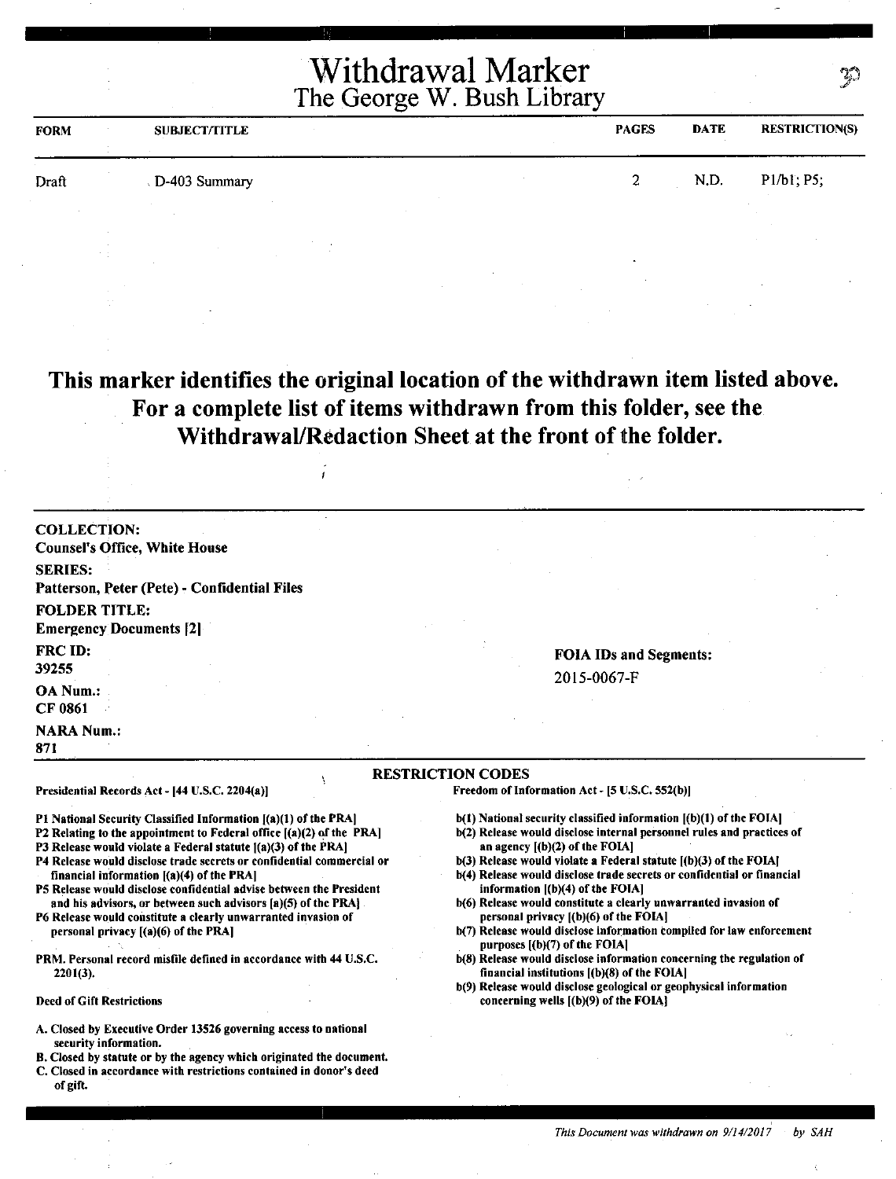# Withdrawal Marker
## The George W. Bush Library

| FORM | SUBJECT/TITLE | PAGES | DATE | RESTRICTION(S) |
|---|---|---|---|---|
| Draft | D-403 Summary | 2 | N.D. | P1/b1; P5; |

**This marker identifies the original location of the withdrawn item listed above. For a complete list of items withdrawn from this folder, see the Withdrawal/Redaction Sheet at the front of the folder.**

**COLLECTION:**
Counsel's Office, White House

**SERIES:**
Patterson, Peter (Pete) - Confidential Files

**FOLDER TITLE:**
Emergency Documents [2]

**FRC ID:**
39255

**OA Num.:**
CF 0861

**NARA Num.:**
871

**FOIA IDs and Segments:**
2015-0067-F

**RESTRICTION CODES**

**Presidential Records Act - [44 U.S.C. 2204(a)]**

P1 National Security Classified Information [(a)(1) of the PRA]
P2 Relating to the appointment to Federal office [(a)(2) of the PRA]
P3 Release would violate a Federal statute [(a)(3) of the PRA]
P4 Release would disclose trade secrets or confidential commercial or financial information [(a)(4) of the PRA]
P5 Release would disclose confidential advise between the President and his advisors, or between such advisors [a)(5) of the PRA]
P6 Release would constitute a clearly unwarranted invasion of personal privacy [(a)(6) of the PRA]

PRM. Personal record misfile defined in accordance with 44 U.S.C. 2201(3).

**Deed of Gift Restrictions**

A. Closed by Executive Order 13526 governing access to national security information.
B. Closed by statute or by the agency which originated the document.
C. Closed in accordance with restrictions contained in donor's deed of gift.

**Freedom of Information Act - [5 U.S.C. 552(b)]**

b(1) National security classified information [(b)(1) of the FOIA]
b(2) Release would disclose internal personnel rules and practices of an agency [(b)(2) of the FOIA]
b(3) Release would violate a Federal statute [(b)(3) of the FOIA]
b(4) Release would disclose trade secrets or confidential or financial information [(b)(4) of the FOIA]
b(6) Release would constitute a clearly unwarranted invasion of personal privacy [(b)(6) of the FOIA]
b(7) Release would disclose information compiled for law enforcement purposes [(b)(7) of the FOIA]
b(8) Release would disclose information concerning the regulation of financial institutions [(b)(8) of the FOIA]
b(9) Release would disclose geological or geophysical information concerning wells [(b)(9) of the FOIA]

*This Document was withdrawn on 9/14/2017 by SAH*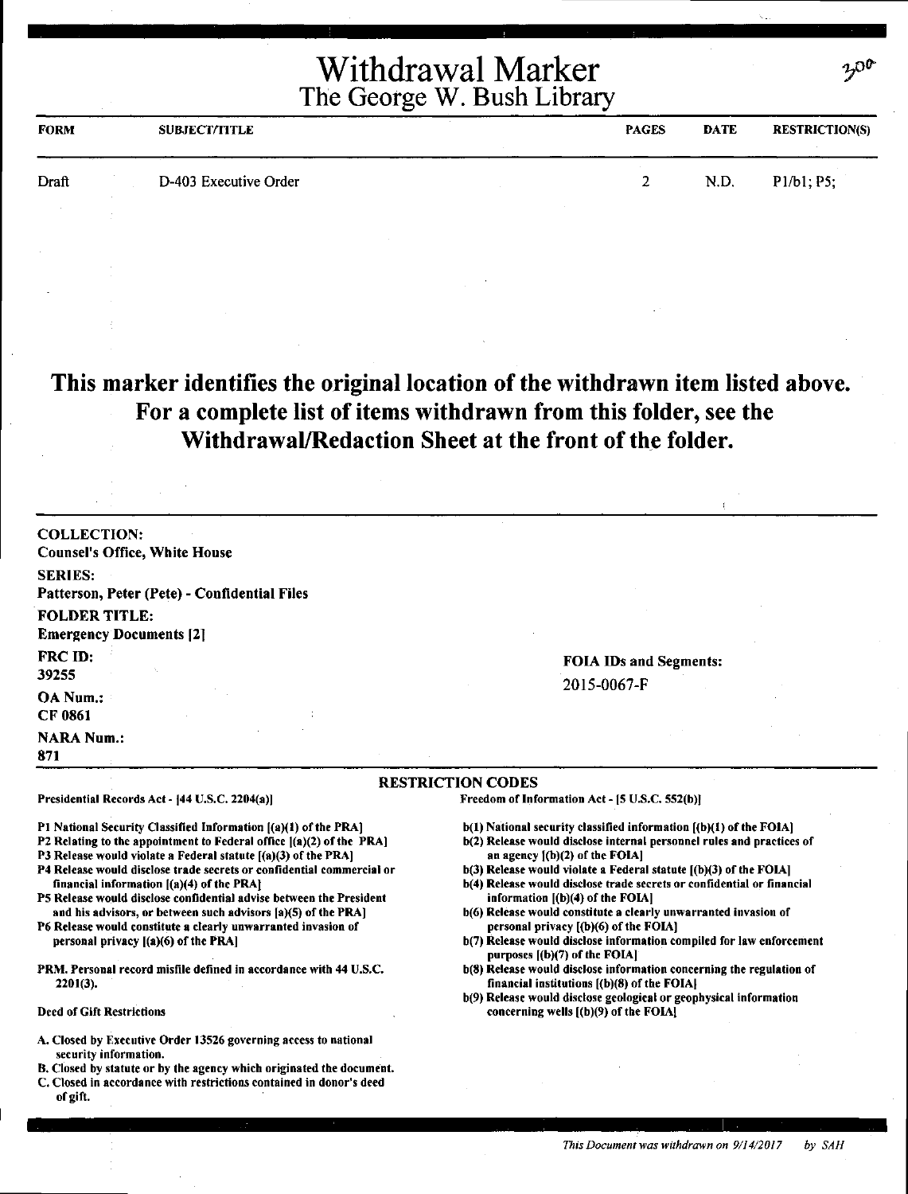# Withdrawal Marker
## The George W. Bush Library

300

| FORM | SUBJECT/TITLE | PAGES | DATE | RESTRICTION(S) |
|---|---|---|---|---|
| Draft | D-403 Executive Order | 2 | N.D. | P1/b1; P5; |

**This marker identifies the original location of the withdrawn item listed above. For a complete list of items withdrawn from this folder, see the Withdrawal/Redaction Sheet at the front of the folder.**

**COLLECTION:**
Counsel's Office, White House

**SERIES:**
Patterson, Peter (Pete) - Confidential Files

**FOLDER TITLE:**
Emergency Documents [2]

**FRC ID:**
39255

**OA Num.:**
CF 0861

**NARA Num.:**
871

**FOIA IDs and Segments:**
2015-0067-F

### RESTRICTION CODES

**Presidential Records Act - [44 U.S.C. 2204(a)]**

- P1 National Security Classified Information [(a)(1) of the PRA]
- P2 Relating to the appointment to Federal office [(a)(2) of the PRA]
- P3 Release would violate a Federal statute [(a)(3) of the PRA]
- P4 Release would disclose trade secrets or confidential commercial or financial information [(a)(4) of the PRA]
- P5 Release would disclose confidential advise between the President and his advisors, or between such advisors [a)(5) of the PRA]
- P6 Release would constitute a clearly unwarranted invasion of personal privacy [(a)(6) of the PRA]

PRM. Personal record misfile defined in accordance with 44 U.S.C. 2201(3).

**Deed of Gift Restrictions**

- A. Closed by Executive Order 13526 governing access to national security information.
- B. Closed by statute or by the agency which originated the document.
- C. Closed in accordance with restrictions contained in donor's deed of gift.

**Freedom of Information Act - [5 U.S.C. 552(b)]**

- b(1) National security classified information [(b)(1) of the FOIA]
- b(2) Release would disclose internal personnel rules and practices of an agency [(b)(2) of the FOIA]
- b(3) Release would violate a Federal statute [(b)(3) of the FOIA]
- b(4) Release would disclose trade secrets or confidential or financial information [(b)(4) of the FOIA]
- b(6) Release would constitute a clearly unwarranted invasion of personal privacy [(b)(6) of the FOIA]
- b(7) Release would disclose information compiled for law enforcement purposes [(b)(7) of the FOIA]
- b(8) Release would disclose information concerning the regulation of financial institutions [(b)(8) of the FOIA]
- b(9) Release would disclose geological or geophysical information concerning wells [(b)(9) of the FOIA]

*This Document was withdrawn on 9/14/2017 by SAH*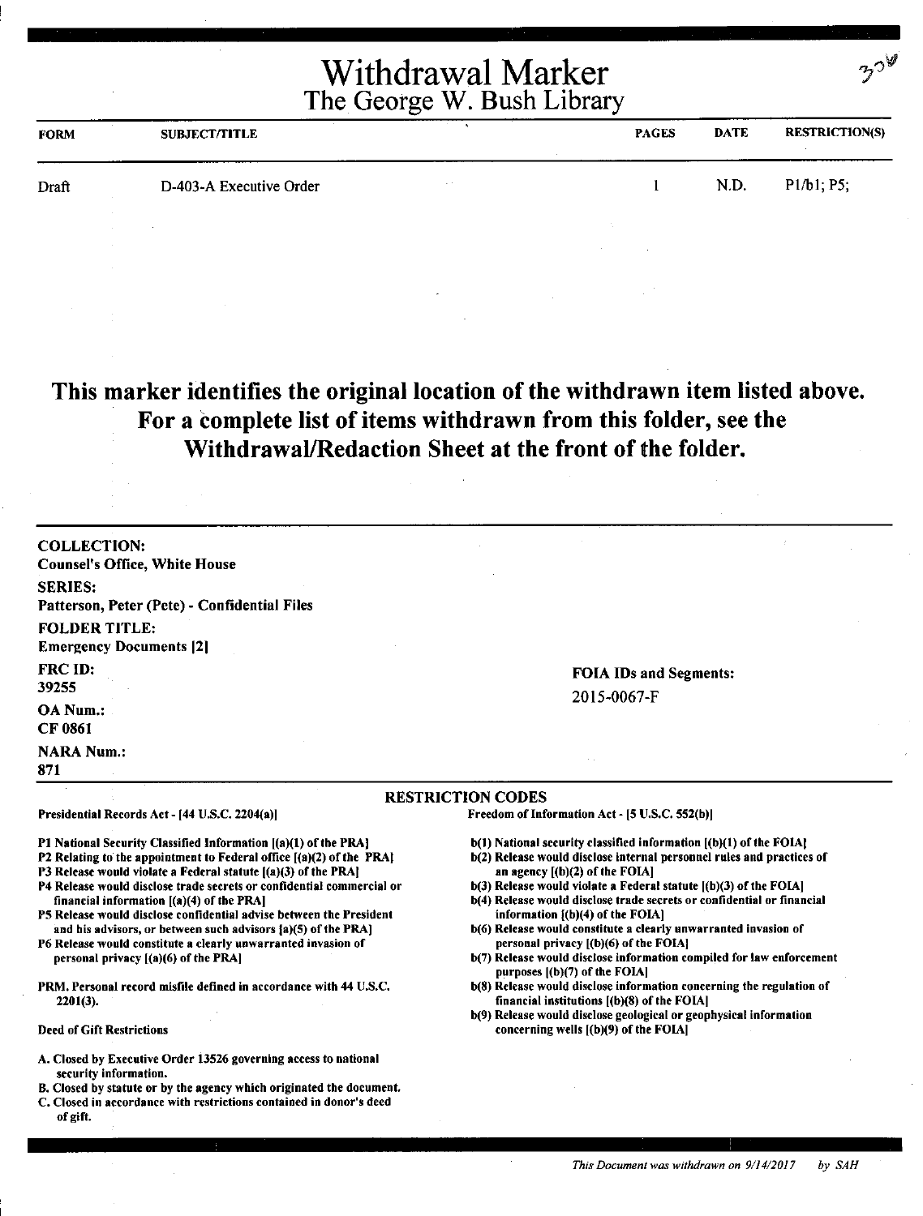# Withdrawal Marker
## The George W. Bush Library

| FORM | SUBJECT/TITLE | PAGES | DATE | RESTRICTION(S) |
|---|---|---|---|---|
| Draft | D-403-A Executive Order | 1 | N.D. | P1/b1; P5; |

**This marker identifies the original location of the withdrawn item listed above. For a complete list of items withdrawn from this folder, see the Withdrawal/Redaction Sheet at the front of the folder.**

**COLLECTION:**
Counsel's Office, White House

**SERIES:**
Patterson, Peter (Pete) - Confidential Files

**FOLDER TITLE:**
Emergency Documents [2]

**FRC ID:**
39255

**OA Num.:**
CF 0861

**NARA Num.:**
871

**FOIA IDs and Segments:**
2015-0067-F

### RESTRICTION CODES

**Presidential Records Act - [44 U.S.C. 2204(a)]**

- P1 National Security Classified Information [(a)(1) of the PRA]
- P2 Relating to the appointment to Federal office [(a)(2) of the PRA]
- P3 Release would violate a Federal statute [(a)(3) of the PRA]
- P4 Release would disclose trade secrets or confidential commercial or financial information [(a)(4) of the PRA]
- P5 Release would disclose confidential advise between the President and his advisors, or between such advisors [a)(5) of the PRA]
- P6 Release would constitute a clearly unwarranted invasion of personal privacy [(a)(6) of the PRA]

PRM. Personal record misfile defined in accordance with 44 U.S.C. 2201(3).

**Deed of Gift Restrictions**

- A. Closed by Executive Order 13526 governing access to national security information.
- B. Closed by statute or by the agency which originated the document.
- C. Closed in accordance with restrictions contained in donor's deed of gift.

**Freedom of Information Act - [5 U.S.C. 552(b)]**

- b(1) National security classified information [(b)(1) of the FOIA]
- b(2) Release would disclose internal personnel rules and practices of an agency [(b)(2) of the FOIA]
- b(3) Release would violate a Federal statute [(b)(3) of the FOIA]
- b(4) Release would disclose trade secrets or confidential or financial information [(b)(4) of the FOIA]
- b(6) Release would constitute a clearly unwarranted invasion of personal privacy [(b)(6) of the FOIA]
- b(7) Release would disclose information compiled for law enforcement purposes [(b)(7) of the FOIA]
- b(8) Release would disclose information concerning the regulation of financial institutions [(b)(8) of the FOIA]
- b(9) Release would disclose geological or geophysical information concerning wells [(b)(9) of the FOIA]

*This Document was withdrawn on 9/14/2017 by SAH*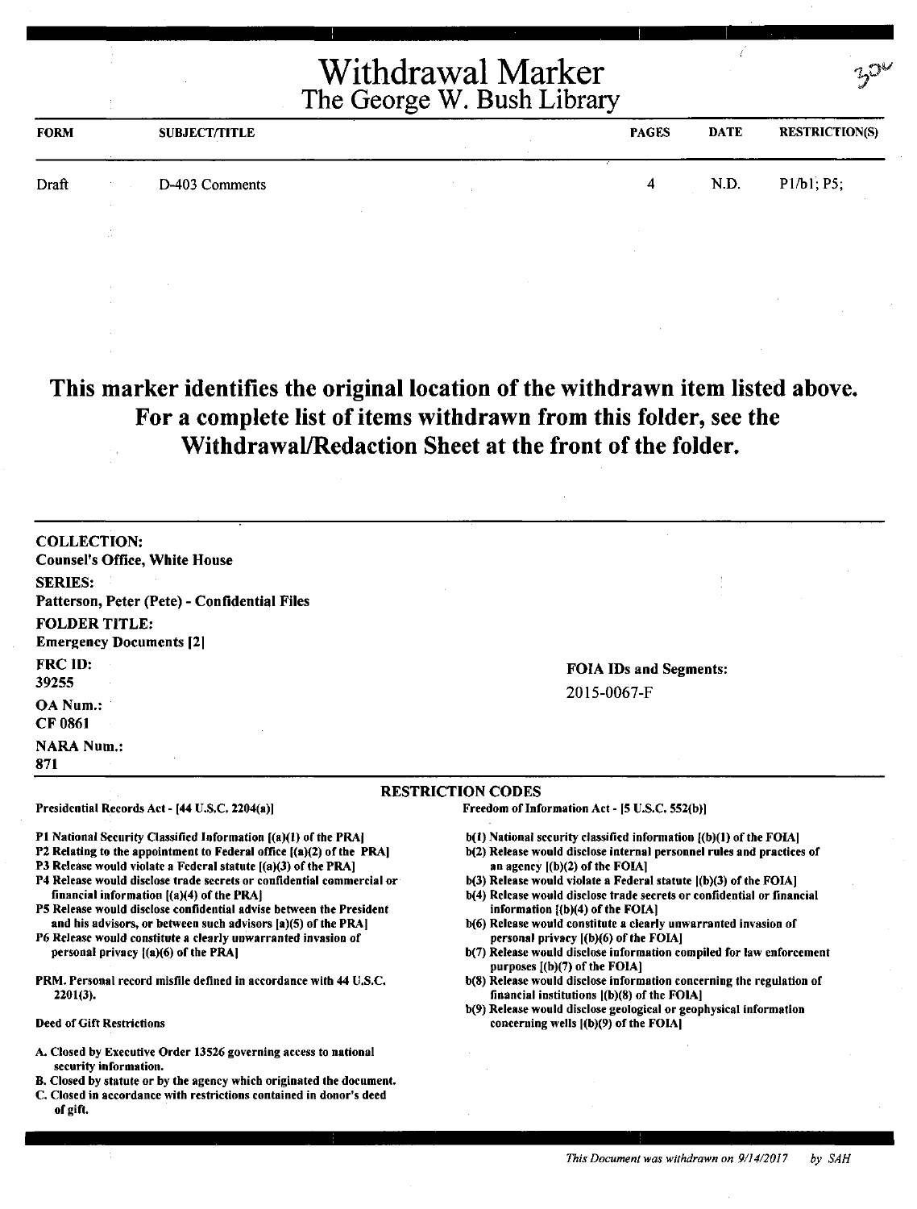# Withdrawal Marker
## The George W. Bush Library

| FORM | SUBJECT/TITLE | PAGES | DATE | RESTRICTION(S) |
|---|---|---|---|---|
| Draft | D-403 Comments | 4 | N.D. | P1/b1; P5; |

**This marker identifies the original location of the withdrawn item listed above. For a complete list of items withdrawn from this folder, see the Withdrawal/Redaction Sheet at the front of the folder.**

**COLLECTION:**
Counsel's Office, White House

**SERIES:**
Patterson, Peter (Pete) - Confidential Files

**FOLDER TITLE:**
Emergency Documents [2]

**FRC ID:**
39255

**OA Num.:**
CF 0861

**NARA Num.:**
871

**FOIA IDs and Segments:**
2015-0067-F

### RESTRICTION CODES

**Presidential Records Act - [44 U.S.C. 2204(a)]**

- P1 National Security Classified Information [(a)(1) of the PRA]
- P2 Relating to the appointment to Federal office [(a)(2) of the PRA]
- P3 Release would violate a Federal statute [(a)(3) of the PRA]
- P4 Release would disclose trade secrets or confidential commercial or financial information [(a)(4) of the PRA]
- P5 Release would disclose confidential advise between the President and his advisors, or between such advisors [a)(5) of the PRA]
- P6 Release would constitute a clearly unwarranted invasion of personal privacy [(a)(6) of the PRA]

PRM. Personal record misfile defined in accordance with 44 U.S.C. 2201(3).

**Deed of Gift Restrictions**

- A. Closed by Executive Order 13526 governing access to national security information.
- B. Closed by statute or by the agency which originated the document.
- C. Closed in accordance with restrictions contained in donor's deed of gift.

**Freedom of Information Act - [5 U.S.C. 552(b)]**

- b(1) National security classified information [(b)(1) of the FOIA]
- b(2) Release would disclose internal personnel rules and practices of an agency [(b)(2) of the FOIA]
- b(3) Release would violate a Federal statute [(b)(3) of the FOIA]
- b(4) Release would disclose trade secrets or confidential or financial information [(b)(4) of the FOIA]
- b(6) Release would constitute a clearly unwarranted invasion of personal privacy [(b)(6) of the FOIA]
- b(7) Release would disclose information compiled for law enforcement purposes [(b)(7) of the FOIA]
- b(8) Release would disclose information concerning the regulation of financial institutions [(b)(8) of the FOIA]
- b(9) Release would disclose geological or geophysical information concerning wells [(b)(9) of the FOIA]

*This Document was withdrawn on 9/14/2017 by SAH*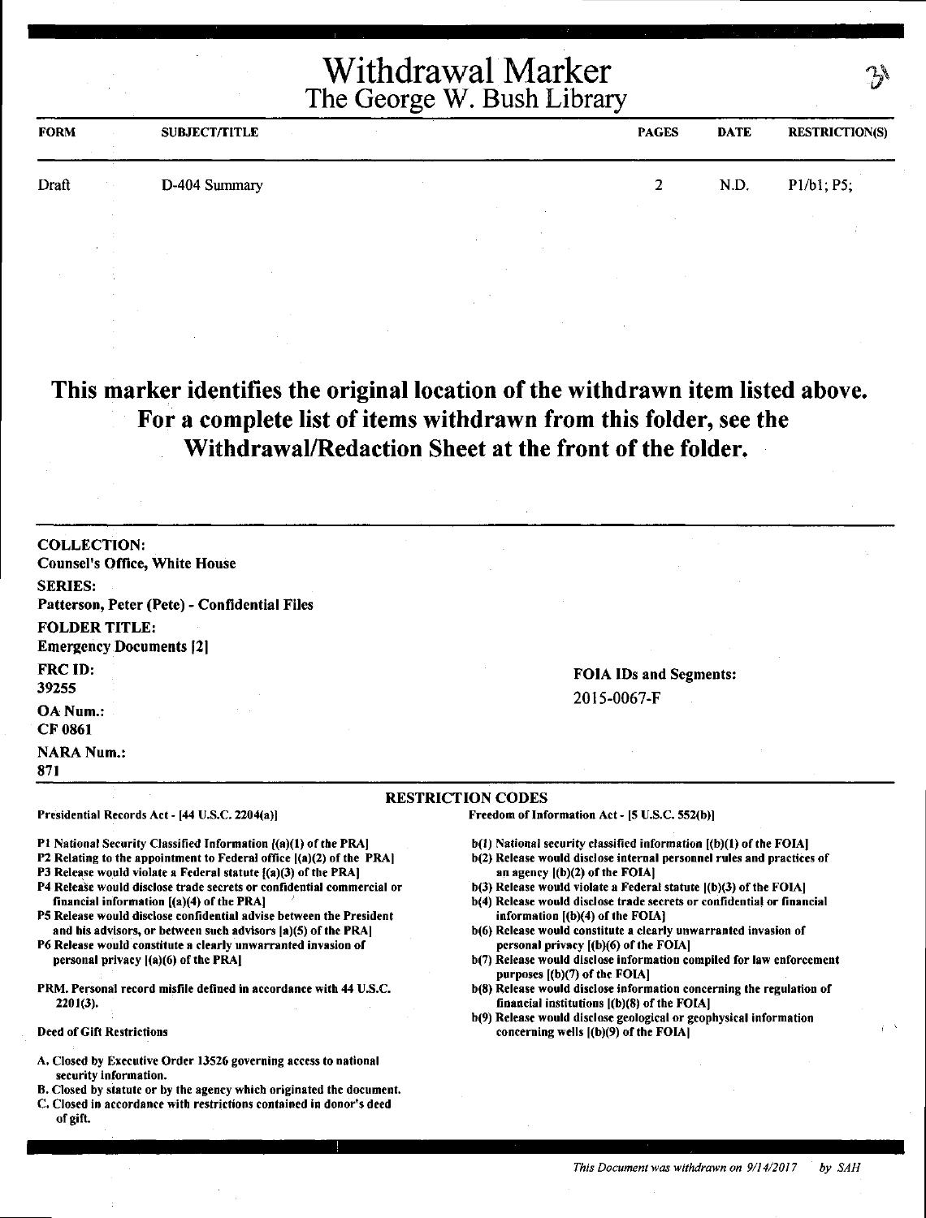# Withdrawal Marker
## The George W. Bush Library

3\

| FORM | SUBJECT/TITLE | PAGES | DATE | RESTRICTION(S) |
|---|---|---|---|---|
| Draft | D-404 Summary | 2 | N.D. | P1/b1; P5; |

**This marker identifies the original location of the withdrawn item listed above. For a complete list of items withdrawn from this folder, see the Withdrawal/Redaction Sheet at the front of the folder.**

**COLLECTION:**
Counsel's Office, White House

**SERIES:**
Patterson, Peter (Pete) - Confidential Files

**FOLDER TITLE:**
Emergency Documents [2]

**FRC ID:**
39255

**OA Num.:**
CF 0861

**NARA Num.:**
871

**FOIA IDs and Segments:**
2015-0067-F

### RESTRICTION CODES

Presidential Records Act - [44 U.S.C. 2204(a)]

P1 National Security Classified Information [(a)(1) of the PRA]
P2 Relating to the appointment to Federal office [(a)(2) of the PRA]
P3 Release would violate a Federal statute [(a)(3) of the PRA]
P4 Release would disclose trade secrets or confidential commercial or financial information [(a)(4) of the PRA]
P5 Release would disclose confidential advise between the President and his advisors, or between such advisors [a)(5) of the PRA]
P6 Release would constitute a clearly unwarranted invasion of personal privacy [(a)(6) of the PRA]

PRM. Personal record misfile defined in accordance with 44 U.S.C. 2201(3).

Deed of Gift Restrictions

A. Closed by Executive Order 13526 governing access to national security information.
B. Closed by statute or by the agency which originated the document.
C. Closed in accordance with restrictions contained in donor's deed of gift.

Freedom of Information Act - [5 U.S.C. 552(b)]

b(1) National security classified information [(b)(1) of the FOIA]
b(2) Release would disclose internal personnel rules and practices of an agency [(b)(2) of the FOIA]
b(3) Release would violate a Federal statute [(b)(3) of the FOIA]
b(4) Release would disclose trade secrets or confidential or financial information [(b)(4) of the FOIA]
b(6) Release would constitute a clearly unwarranted invasion of personal privacy [(b)(6) of the FOIA]
b(7) Release would disclose information compiled for law enforcement purposes [(b)(7) of the FOIA]
b(8) Release would disclose information concerning the regulation of financial institutions [(b)(8) of the FOIA]
b(9) Release would disclose geological or geophysical information concerning wells [(b)(9) of the FOIA]

*This Document was withdrawn on 9/14/2017 by SAH*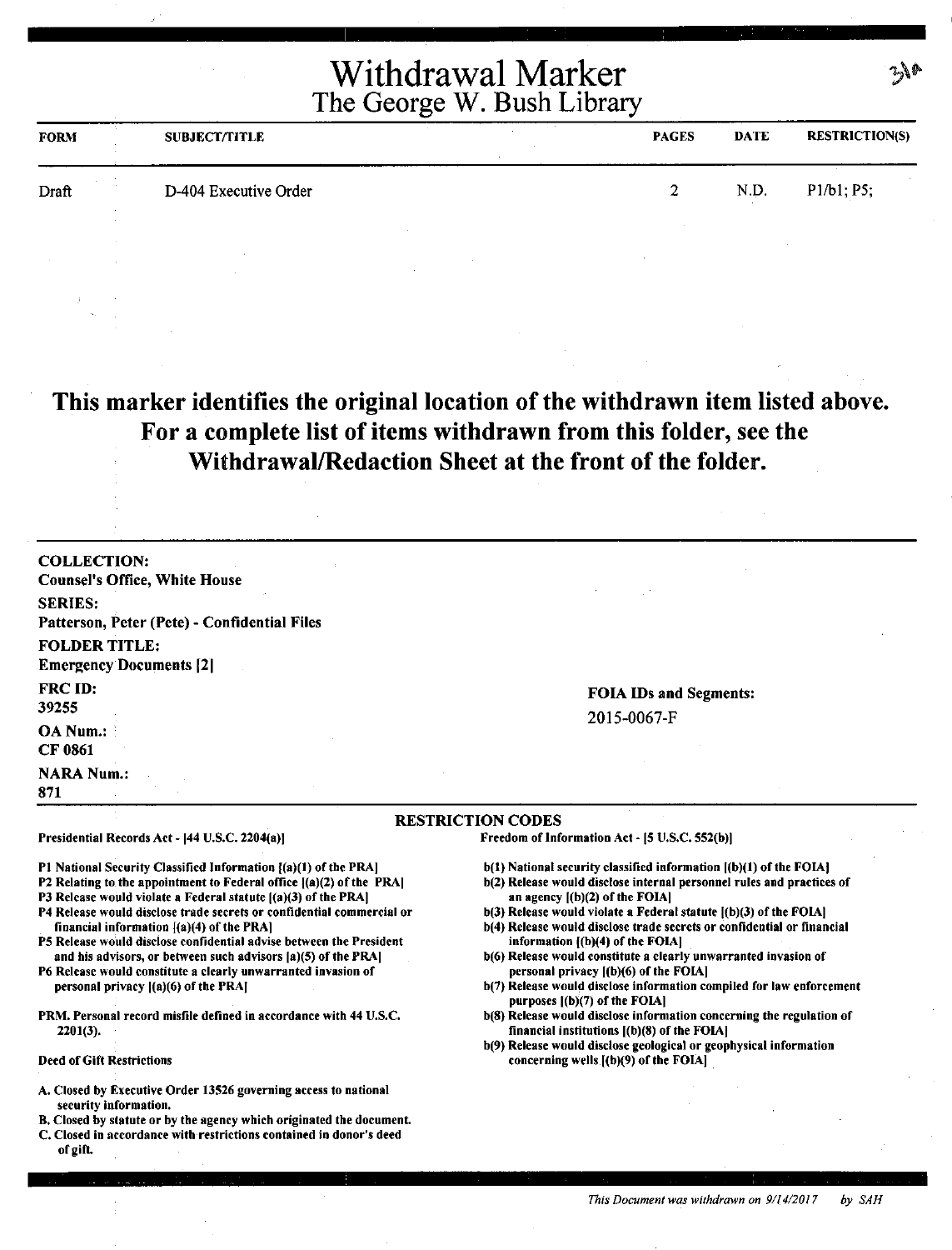# Withdrawal Marker
## The George W. Bush Library

31a

| FORM | SUBJECT/TITLE | PAGES | DATE | RESTRICTION(S) |
|---|---|---|---|---|
| Draft | D-404 Executive Order | 2 | N.D. | P1/b1; P5; |

**This marker identifies the original location of the withdrawn item listed above. For a complete list of items withdrawn from this folder, see the Withdrawal/Redaction Sheet at the front of the folder.**

**COLLECTION:**
Counsel's Office, White House

**SERIES:**
Patterson, Peter (Pete) - Confidential Files

**FOLDER TITLE:**
Emergency Documents [2]

**FRC ID:**
39255

**OA Num.:**
CF 0861

**NARA Num.:**
871

**FOIA IDs and Segments:**
2015-0067-F

### RESTRICTION CODES

**Presidential Records Act - [44 U.S.C. 2204(a)]**

- P1 National Security Classified Information [(a)(1) of the PRA]
- P2 Relating to the appointment to Federal office [(a)(2) of the PRA]
- P3 Release would violate a Federal statute [(a)(3) of the PRA]
- P4 Release would disclose trade secrets or confidential commercial or financial information [(a)(4) of the PRA]
- P5 Release would disclose confidential advise between the President and his advisors, or between such advisors [a)(5) of the PRA]
- P6 Release would constitute a clearly unwarranted invasion of personal privacy [(a)(6) of the PRA]

PRM. Personal record misfile defined in accordance with 44 U.S.C. 2201(3).

**Deed of Gift Restrictions**

- A. Closed by Executive Order 13526 governing access to national security information.
- B. Closed by statute or by the agency which originated the document.
- C. Closed in accordance with restrictions contained in donor's deed of gift.

**Freedom of Information Act - [5 U.S.C. 552(b)]**

- b(1) National security classified information [(b)(1) of the FOIA]
- b(2) Release would disclose internal personnel rules and practices of an agency [(b)(2) of the FOIA]
- b(3) Release would violate a Federal statute [(b)(3) of the FOIA]
- b(4) Release would disclose trade secrets or confidential or financial information [(b)(4) of the FOIA]
- b(6) Release would constitute a clearly unwarranted invasion of personal privacy [(b)(6) of the FOIA]
- b(7) Release would disclose information compiled for law enforcement purposes [(b)(7) of the FOIA]
- b(8) Release would disclose information concerning the regulation of financial institutions [(b)(8) of the FOIA]
- b(9) Release would disclose geological or geophysical information concerning wells [(b)(9) of the FOIA]

*This Document was withdrawn on 9/14/2017 by SAH*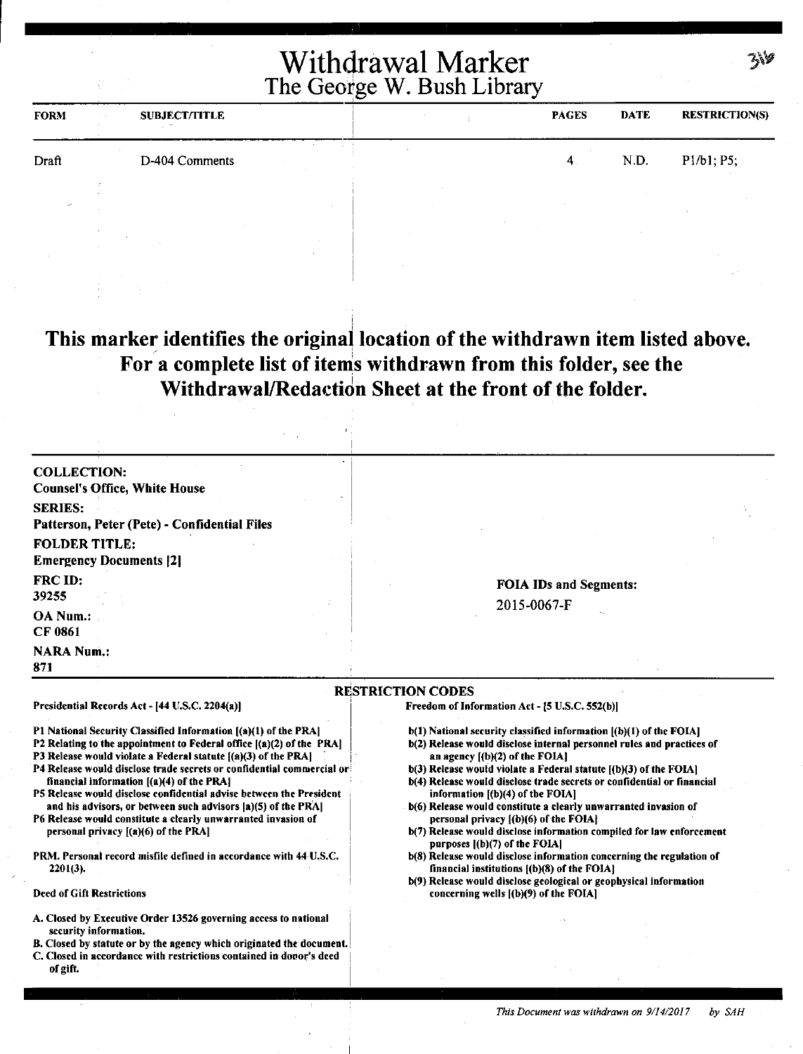# Withdrawal Marker
## The George W. Bush Library

| FORM | SUBJECT/TITLE | PAGES | DATE | RESTRICTION(S) |
|---|---|---|---|---|
| Draft | D-404 Comments | 4 | N.D. | P1/b1; P5; |

**This marker identifies the original location of the withdrawn item listed above. For a complete list of items withdrawn from this folder, see the Withdrawal/Redaction Sheet at the front of the folder.**

**COLLECTION:**
**Counsel's Office, White House**

**SERIES:**
**Patterson, Peter (Pete) - Confidential Files**

**FOLDER TITLE:**
**Emergency Documents [2]**

**FRC ID:**
**39255**

**OA Num.:**
**CF 0861**

**NARA Num.:**
**871**

**FOIA IDs and Segments:**
2015-0067-F

### RESTRICTION CODES

**Presidential Records Act - [44 U.S.C. 2204(a)]**

**P1 National Security Classified Information [(a)(1) of the PRA]**
**P2 Relating to the appointment to Federal office [(a)(2) of the PRA]**
**P3 Release would violate a Federal statute [(a)(3) of the PRA]**
**P4 Release would disclose trade secrets or confidential commercial or financial information [(a)(4) of the PRA]**
**P5 Release would disclose confidential advise between the President and his advisors, or between such advisors [a)(5) of the PRA]**
**P6 Release would constitute a clearly unwarranted invasion of personal privacy [(a)(6) of the PRA]**

**PRM. Personal record misfile defined in accordance with 44 U.S.C. 2201(3).**

**Deed of Gift Restrictions**

**A. Closed by Executive Order 13526 governing access to national security information.**
**B. Closed by statute or by the agency which originated the document.**
**C. Closed in accordance with restrictions contained in donor's deed of gift.**

**Freedom of Information Act - [5 U.S.C. 552(b)]**

**b(1) National security classified information [(b)(1) of the FOIA]**
**b(2) Release would disclose internal personnel rules and practices of an agency [(b)(2) of the FOIA]**
**b(3) Release would violate a Federal statute [(b)(3) of the FOIA]**
**b(4) Release would disclose trade secrets or confidential or financial information [(b)(4) of the FOIA]**
**b(6) Release would constitute a clearly unwarranted invasion of personal privacy [(b)(6) of the FOIA]**
**b(7) Release would disclose information compiled for law enforcement purposes [(b)(7) of the FOIA]**
**b(8) Release would disclose information concerning the regulation of financial institutions [(b)(8) of the FOIA]**
**b(9) Release would disclose geological or geophysical information concerning wells [(b)(9) of the FOIA]**

*This Document was withdrawn on 9/14/2017 by SAH*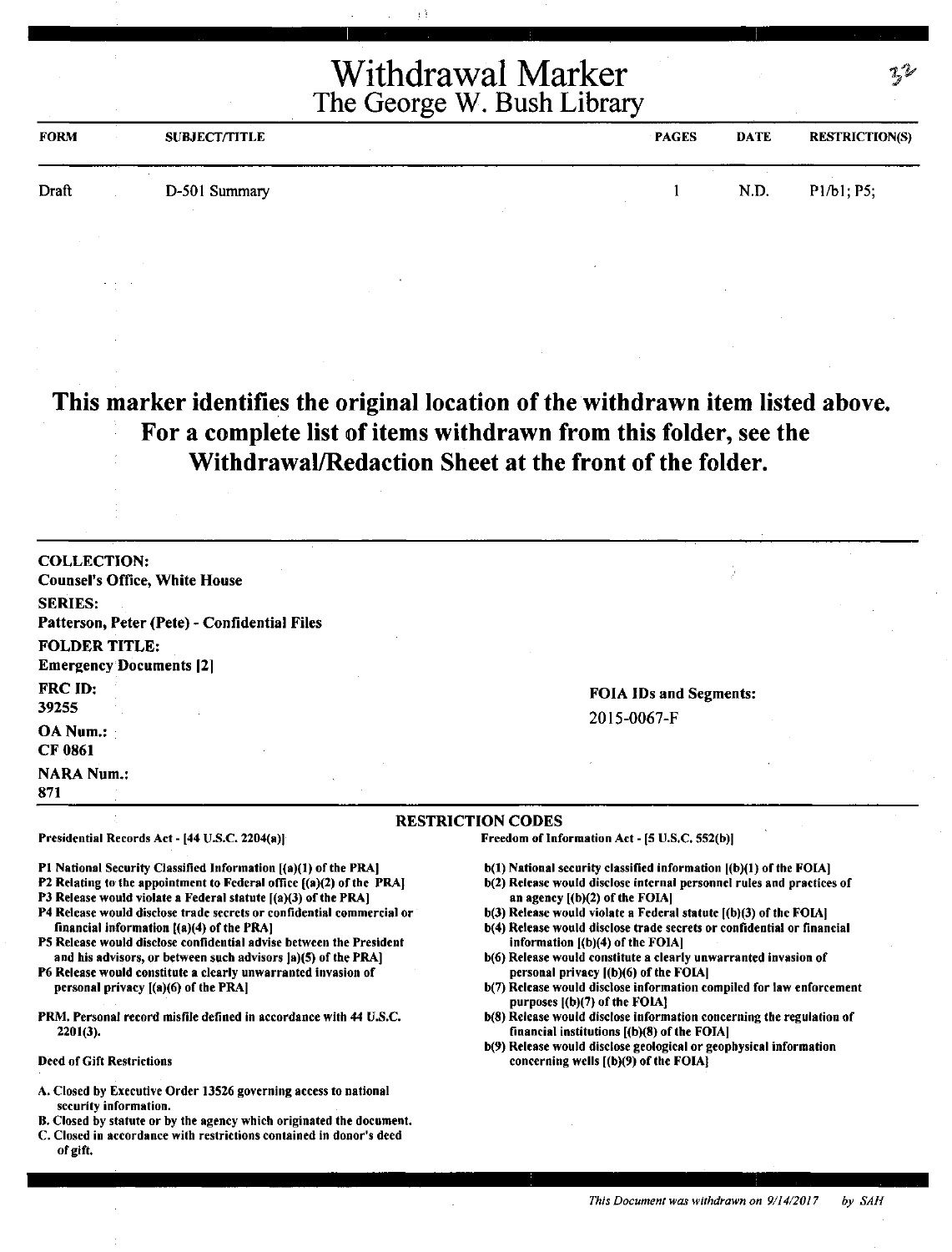# Withdrawal Marker
## The George W. Bush Library

| FORM | SUBJECT/TITLE | PAGES | DATE | RESTRICTION(S) |
|---|---|---|---|---|
| Draft | D-501 Summary | 1 | N.D. | P1/b1; P5; |

**This marker identifies the original location of the withdrawn item listed above. For a complete list of items withdrawn from this folder, see the Withdrawal/Redaction Sheet at the front of the folder.**

**COLLECTION:**
**Counsel's Office, White House**

**SERIES:**
**Patterson, Peter (Pete) - Confidential Files**

**FOLDER TITLE:**
**Emergency Documents [2]**

**FRC ID:**
39255

**OA Num.:**
**CF 0861**

**NARA Num.:**
871

**FOIA IDs and Segments:**
2015-0067-F

### RESTRICTION CODES

**Presidential Records Act - [44 U.S.C. 2204(a)]**

- P1 National Security Classified Information [(a)(1) of the PRA]
- P2 Relating to the appointment to Federal office [(a)(2) of the PRA]
- P3 Release would violate a Federal statute [(a)(3) of the PRA]
- P4 Release would disclose trade secrets or confidential commercial or financial information [(a)(4) of the PRA]
- P5 Release would disclose confidential advise between the President and his advisors, or between such advisors [a)(5) of the PRA]
- P6 Release would constitute a clearly unwarranted invasion of personal privacy [(a)(6) of the PRA]

PRM. Personal record misfile defined in accordance with 44 U.S.C. 2201(3).

**Deed of Gift Restrictions**

- A. Closed by Executive Order 13526 governing access to national security information.
- B. Closed by statute or by the agency which originated the document.
- C. Closed in accordance with restrictions contained in donor's deed of gift.

**Freedom of Information Act - [5 U.S.C. 552(b)]**

- b(1) National security classified information [(b)(1) of the FOIA]
- b(2) Release would disclose internal personnel rules and practices of an agency [(b)(2) of the FOIA]
- b(3) Release would violate a Federal statute [(b)(3) of the FOIA]
- b(4) Release would disclose trade secrets or confidential or financial information [(b)(4) of the FOIA]
- b(6) Release would constitute a clearly unwarranted invasion of personal privacy [(b)(6) of the FOIA]
- b(7) Release would disclose information compiled for law enforcement purposes [(b)(7) of the FOIA]
- b(8) Release would disclose information concerning the regulation of financial institutions [(b)(8) of the FOIA]
- b(9) Release would disclose geological or geophysical information concerning wells [(b)(9) of the FOIA]

*This Document was withdrawn on 9/14/2017 by SAH*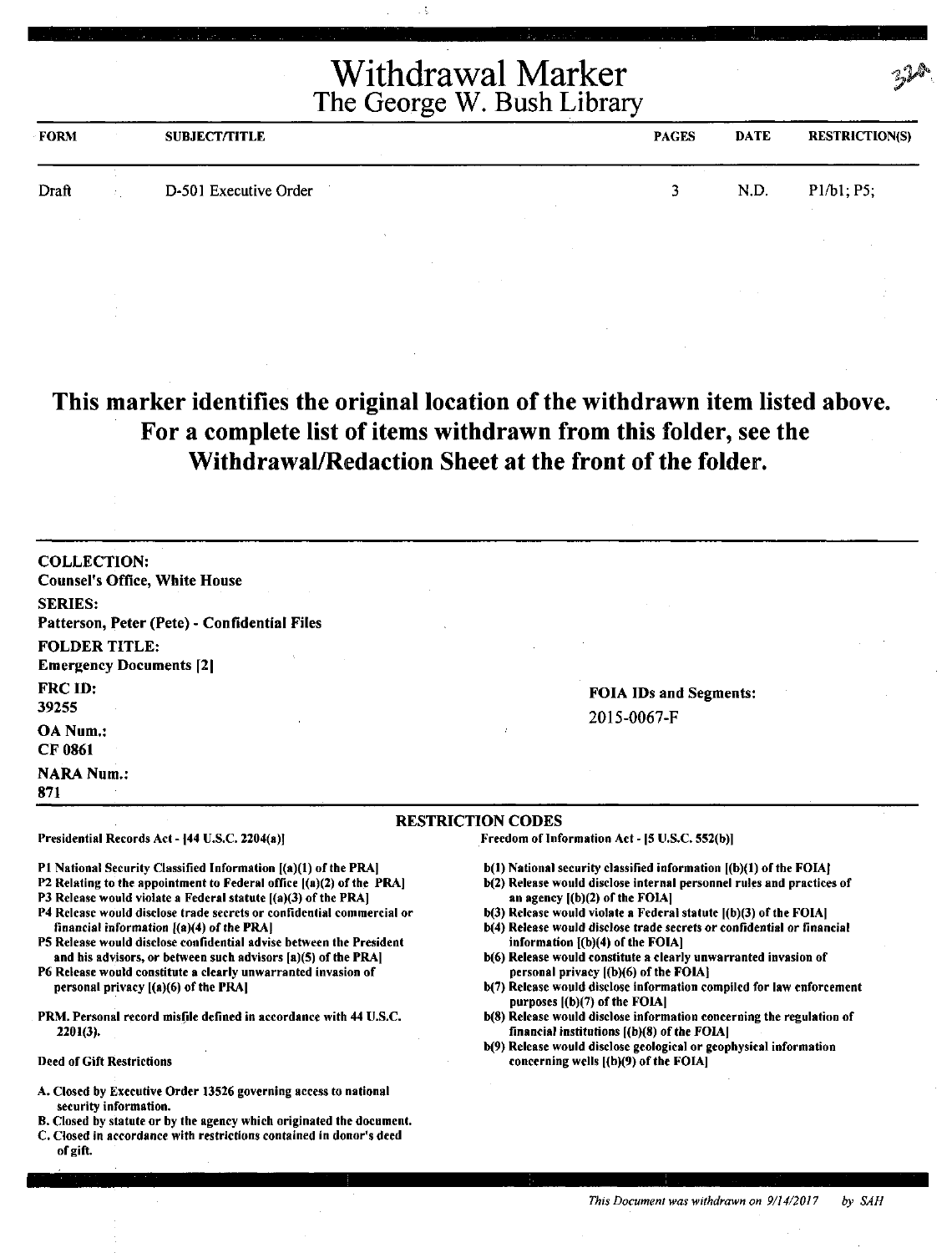# Withdrawal Marker
## The George W. Bush Library

32A

| FORM | SUBJECT/TITLE | PAGES | DATE | RESTRICTION(S) |
| --- | --- | --- | --- | --- |
| Draft | D-501 Executive Order | 3 | N.D. | P1/b1; P5; |

**This marker identifies the original location of the withdrawn item listed above. For a complete list of items withdrawn from this folder, see the Withdrawal/Redaction Sheet at the front of the folder.**

**COLLECTION:**
Counsel's Office, White House

**SERIES:**
Patterson, Peter (Pete) - Confidential Files

**FOLDER TITLE:**
Emergency Documents [2]

**FRC ID:**
39255

**OA Num.:**
CF 0861

**NARA Num.:**
871

**FOIA IDs and Segments:**
2015-0067-F

**RESTRICTION CODES**

Presidential Records Act - [44 U.S.C. 2204(a)]

- P1 National Security Classified Information [(a)(1) of the PRA]
- P2 Relating to the appointment to Federal office [(a)(2) of the PRA]
- P3 Release would violate a Federal statute [(a)(3) of the PRA]
- P4 Release would disclose trade secrets or confidential commercial or financial information [(a)(4) of the PRA]
- P5 Release would disclose confidential advise between the President and his advisors, or between such advisors [a)(5) of the PRA]
- P6 Release would constitute a clearly unwarranted invasion of personal privacy [(a)(6) of the PRA]

PRM. Personal record misfile defined in accordance with 44 U.S.C. 2201(3).

Deed of Gift Restrictions

- A. Closed by Executive Order 13526 governing access to national security information.
- B. Closed by statute or by the agency which originated the document.
- C. Closed in accordance with restrictions contained in donor's deed of gift.

Freedom of Information Act - [5 U.S.C. 552(b)]

- b(1) National security classified information [(b)(1) of the FOIA]
- b(2) Release would disclose internal personnel rules and practices of an agency [(b)(2) of the FOIA]
- b(3) Release would violate a Federal statute [(b)(3) of the FOIA]
- b(4) Release would disclose trade secrets or confidential or financial information [(b)(4) of the FOIA]
- b(6) Release would constitute a clearly unwarranted invasion of personal privacy [(b)(6) of the FOIA]
- b(7) Release would disclose information compiled for law enforcement purposes [(b)(7) of the FOIA]
- b(8) Release would disclose information concerning the regulation of financial institutions [(b)(8) of the FOIA]
- b(9) Release would disclose geological or geophysical information concerning wells [(b)(9) of the FOIA]

*This Document was withdrawn on 9/14/2017 by SAH*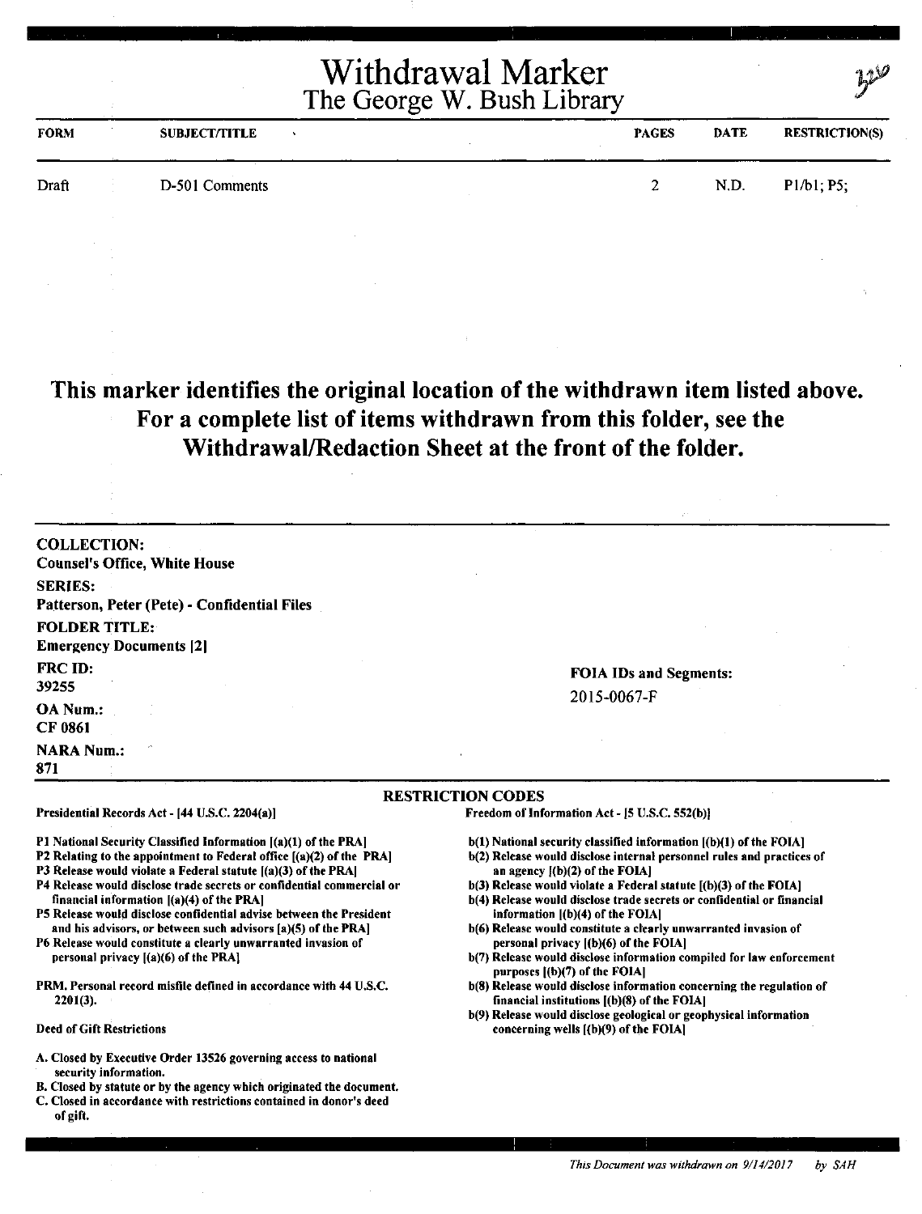# Withdrawal Marker
## The George W. Bush Library

| FORM | SUBJECT/TITLE | PAGES | DATE | RESTRICTION(S) |
|---|---|---|---|---|
| Draft | D-501 Comments | 2 | N.D. | P1/b1; P5; |

**This marker identifies the original location of the withdrawn item listed above. For a complete list of items withdrawn from this folder, see the Withdrawal/Redaction Sheet at the front of the folder.**

**COLLECTION:**
**Counsel's Office, White House**

**SERIES:**
**Patterson, Peter (Pete) - Confidential Files**

**FOLDER TITLE:**
**Emergency Documents [2]**

**FRC ID:**
39255

**OA Num.:**
CF 0861

**NARA Num.:**
871

**FOIA IDs and Segments:**
2015-0067-F

**RESTRICTION CODES**

Presidential Records Act - [44 U.S.C. 2204(a)]

- P1 National Security Classified Information [(a)(1) of the PRA]
- P2 Relating to the appointment to Federal office [(a)(2) of the PRA]
- P3 Release would violate a Federal statute [(a)(3) of the PRA]
- P4 Release would disclose trade secrets or confidential commercial or financial information [(a)(4) of the PRA]
- P5 Release would disclose confidential advise between the President and his advisors, or between such advisors [a)(5) of the PRA]
- P6 Release would constitute a clearly unwarranted invasion of personal privacy [(a)(6) of the PRA]

PRM. Personal record misfile defined in accordance with 44 U.S.C. 2201(3).

Deed of Gift Restrictions

- A. Closed by Executive Order 13526 governing access to national security information.
- B. Closed by statute or by the agency which originated the document.
- C. Closed in accordance with restrictions contained in donor's deed of gift.

Freedom of Information Act - [5 U.S.C. 552(b)]

- b(1) National security classified information [(b)(1) of the FOIA]
- b(2) Release would disclose internal personnel rules and practices of an agency [(b)(2) of the FOIA]
- b(3) Release would violate a Federal statute [(b)(3) of the FOIA]
- b(4) Release would disclose trade secrets or confidential or financial information [(b)(4) of the FOIA]
- b(6) Release would constitute a clearly unwarranted invasion of personal privacy [(b)(6) of the FOIA]
- b(7) Release would disclose information compiled for law enforcement purposes [(b)(7) of the FOIA]
- b(8) Release would disclose information concerning the regulation of financial institutions [(b)(8) of the FOIA]
- b(9) Release would disclose geological or geophysical information concerning wells [(b)(9) of the FOIA]

*This Document was withdrawn on 9/14/2017 by SAH*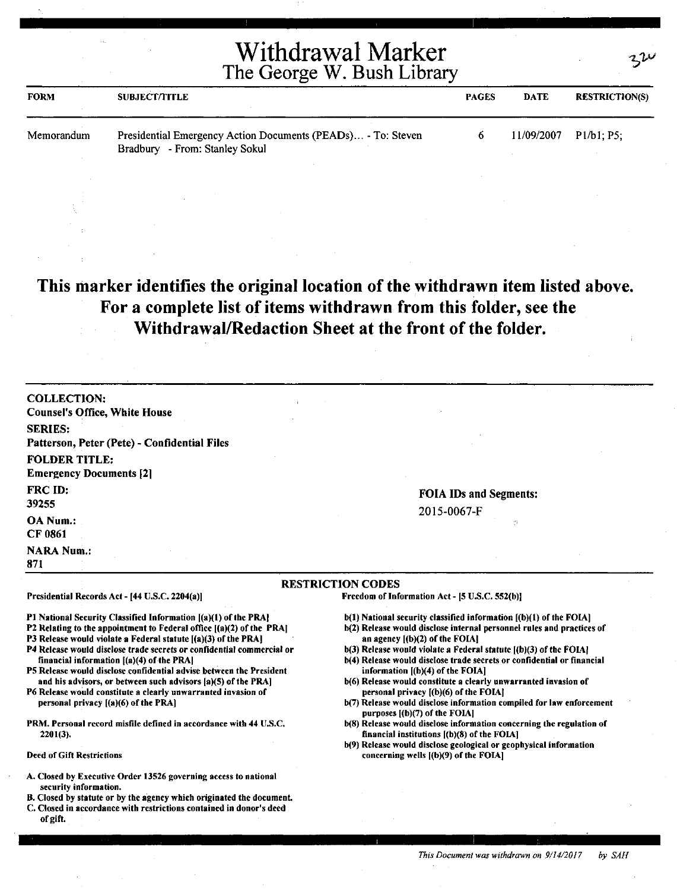# Withdrawal Marker
## The George W. Bush Library

32v

| FORM | SUBJECT/TITLE | PAGES | DATE | RESTRICTION(S) |
|---|---|---|---|---|
| Memorandum | Presidential Emergency Action Documents (PEADs)... - To: Steven Bradbury - From: Stanley Sokul | 6 | 11/09/2007 | P1/b1; P5; |

**This marker identifies the original location of the withdrawn item listed above. For a complete list of items withdrawn from this folder, see the Withdrawal/Redaction Sheet at the front of the folder.**

**COLLECTION:**
Counsel's Office, White House

**SERIES:**
Patterson, Peter (Pete) - Confidential Files

**FOLDER TITLE:**
Emergency Documents [2]

**FRC ID:**
39255

**OA Num.:**
CF 0861

**NARA Num.:**
871

**FOIA IDs and Segments:**
2015-0067-F

### RESTRICTION CODES

**Presidential Records Act - [44 U.S.C. 2204(a)]**

- P1 National Security Classified Information [(a)(1) of the PRA]
- P2 Relating to the appointment to Federal office [(a)(2) of the PRA]
- P3 Release would violate a Federal statute [(a)(3) of the PRA]
- P4 Release would disclose trade secrets or confidential commercial or financial information [(a)(4) of the PRA]
- P5 Release would disclose confidential advise between the President and his advisors, or between such advisors [a)(5) of the PRA]
- P6 Release would constitute a clearly unwarranted invasion of personal privacy [(a)(6) of the PRA]

PRM. Personal record misfile defined in accordance with 44 U.S.C. 2201(3).

**Deed of Gift Restrictions**

- A. Closed by Executive Order 13526 governing access to national security information.
- B. Closed by statute or by the agency which originated the document.
- C. Closed in accordance with restrictions contained in donor's deed of gift.

**Freedom of Information Act - [5 U.S.C. 552(b)]**

- b(1) National security classified information [(b)(1) of the FOIA]
- b(2) Release would disclose internal personnel rules and practices of an agency [(b)(2) of the FOIA]
- b(3) Release would violate a Federal statute [(b)(3) of the FOIA]
- b(4) Release would disclose trade secrets or confidential or financial information [(b)(4) of the FOIA]
- b(6) Release would constitute a clearly unwarranted invasion of personal privacy [(b)(6) of the FOIA]
- b(7) Release would disclose information compiled for law enforcement purposes [(b)(7) of the FOIA]
- b(8) Release would disclose information concerning the regulation of financial institutions [(b)(8) of the FOIA]
- b(9) Release would disclose geological or geophysical information concerning wells [(b)(9) of the FOIA]

*This Document was withdrawn on 9/14/2017 by SAH*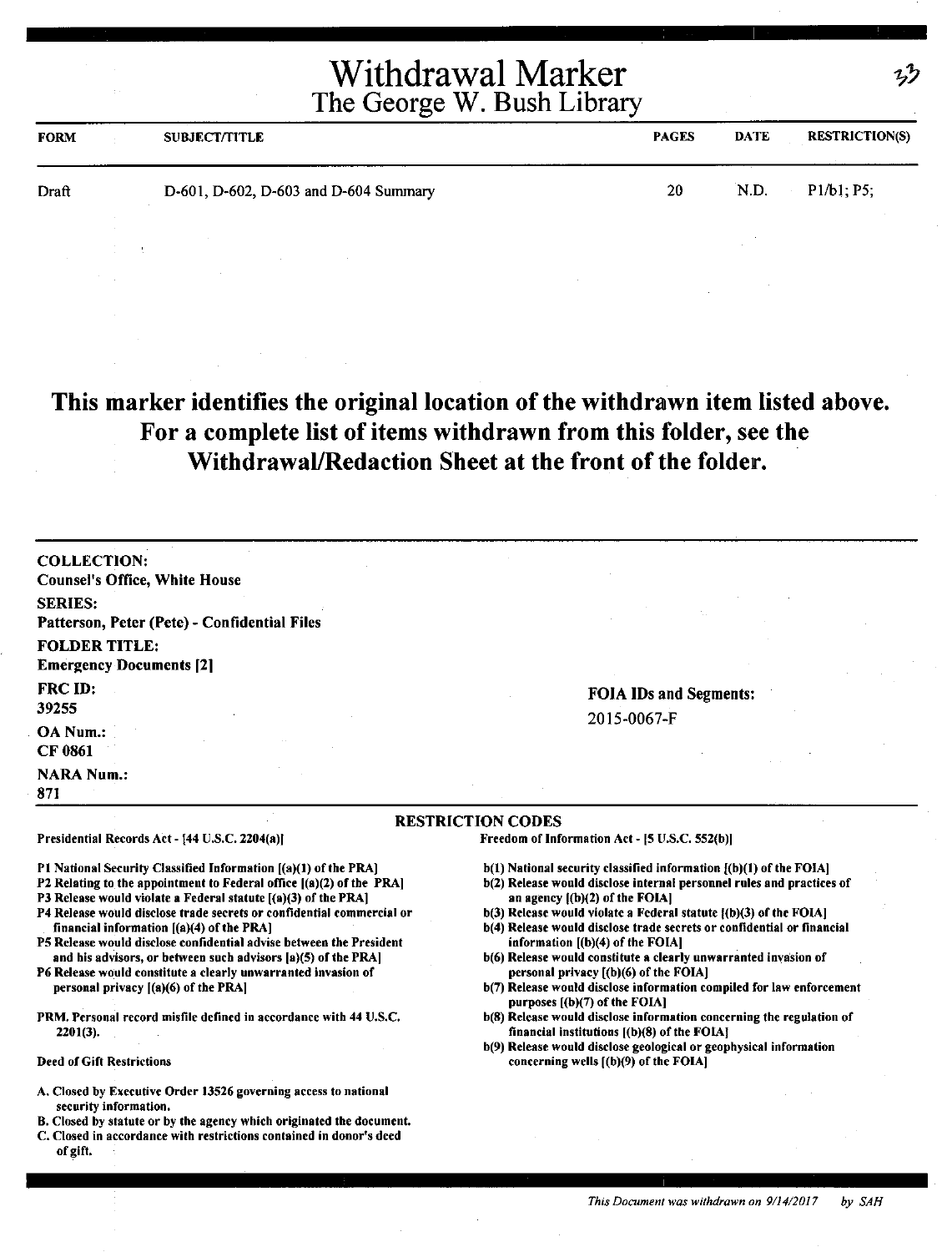# Withdrawal Marker
## The George W. Bush Library

| FORM | SUBJECT/TITLE | PAGES | DATE | RESTRICTION(S) |
|---|---|---|---|---|
| Draft | D-601, D-602, D-603 and D-604 Summary | 20 | N.D. | P1/b1; P5; |

**This marker identifies the original location of the withdrawn item listed above. For a complete list of items withdrawn from this folder, see the Withdrawal/Redaction Sheet at the front of the folder.**

**COLLECTION:**
Counsel's Office, White House

**SERIES:**
Patterson, Peter (Pete) - Confidential Files

**FOLDER TITLE:**
Emergency Documents [2]

**FRC ID:**
39255

**OA Num.:**
CF 0861

**NARA Num.:**
871

**FOIA IDs and Segments:**
2015-0067-F

### RESTRICTION CODES

Presidential Records Act - [44 U.S.C. 2204(a)]

P1 National Security Classified Information [(a)(1) of the PRA]
P2 Relating to the appointment to Federal office [(a)(2) of the PRA]
P3 Release would violate a Federal statute [(a)(3) of the PRA]
P4 Release would disclose trade secrets or confidential commercial or financial information [(a)(4) of the PRA]
P5 Release would disclose confidential advise between the President and his advisors, or between such advisors [a)(5) of the PRA]
P6 Release would constitute a clearly unwarranted invasion of personal privacy [(a)(6) of the PRA]

PRM. Personal record misfile defined in accordance with 44 U.S.C. 2201(3).

Deed of Gift Restrictions

A. Closed by Executive Order 13526 governing access to national security information.
B. Closed by statute or by the agency which originated the document.
C. Closed in accordance with restrictions contained in donor's deed of gift.

Freedom of Information Act - [5 U.S.C. 552(b)]

b(1) National security classified information [(b)(1) of the FOIA]
b(2) Release would disclose internal personnel rules and practices of an agency [(b)(2) of the FOIA]
b(3) Release would violate a Federal statute [(b)(3) of the FOIA]
b(4) Release would disclose trade secrets or confidential or financial information [(b)(4) of the FOIA]
b(6) Release would constitute a clearly unwarranted invasion of personal privacy [(b)(6) of the FOIA]
b(7) Release would disclose information compiled for law enforcement purposes [(b)(7) of the FOIA]
b(8) Release would disclose information concerning the regulation of financial institutions [(b)(8) of the FOIA]
b(9) Release would disclose geological or geophysical information concerning wells [(b)(9) of the FOIA]

*This Document was withdrawn on 9/14/2017 by SAH*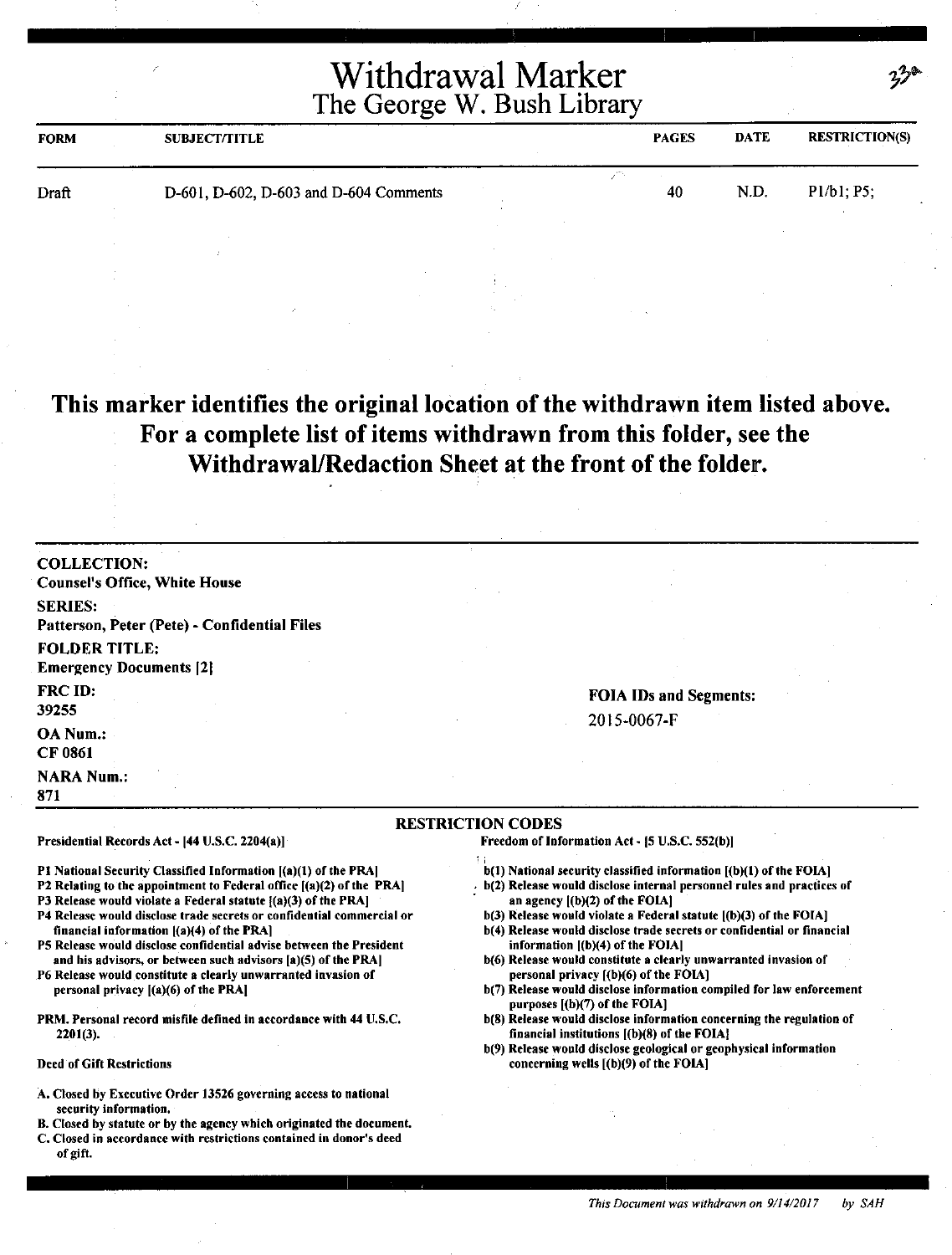# Withdrawal Marker
## The George W. Bush Library

| FORM | SUBJECT/TITLE | PAGES | DATE | RESTRICTION(S) |
|---|---|---|---|---|
| Draft | D-601, D-602, D-603 and D-604 Comments | 40 | N.D. | P1/b1; P5; |

**This marker identifies the original location of the withdrawn item listed above. For a complete list of items withdrawn from this folder, see the Withdrawal/Redaction Sheet at the front of the folder.**

**COLLECTION:**
Counsel's Office, White House

**SERIES:**
Patterson, Peter (Pete) - Confidential Files

**FOLDER TITLE:**
Emergency Documents [2]

**FRC ID:**
39255

**OA Num.:**
CF 0861

**NARA Num.:**
871

**FOIA IDs and Segments:**
2015-0067-F

### RESTRICTION CODES

**Presidential Records Act - [44 U.S.C. 2204(a)]**

- P1 National Security Classified Information [(a)(1) of the PRA]
- P2 Relating to the appointment to Federal office [(a)(2) of the PRA]
- P3 Release would violate a Federal statute [(a)(3) of the PRA]
- P4 Release would disclose trade secrets or confidential commercial or financial information [(a)(4) of the PRA]
- P5 Release would disclose confidential advise between the President and his advisors, or between such advisors [a)(5) of the PRA]
- P6 Release would constitute a clearly unwarranted invasion of personal privacy [(a)(6) of the PRA]

PRM. Personal record misfile defined in accordance with 44 U.S.C. 2201(3).

**Deed of Gift Restrictions**

- A. Closed by Executive Order 13526 governing access to national security information.
- B. Closed by statute or by the agency which originated the document.
- C. Closed in accordance with restrictions contained in donor's deed of gift.

**Freedom of Information Act - [5 U.S.C. 552(b)]**

- b(1) National security classified information [(b)(1) of the FOIA]
- b(2) Release would disclose internal personnel rules and practices of an agency [(b)(2) of the FOIA]
- b(3) Release would violate a Federal statute [(b)(3) of the FOIA]
- b(4) Release would disclose trade secrets or confidential or financial information [(b)(4) of the FOIA]
- b(6) Release would constitute a clearly unwarranted invasion of personal privacy [(b)(6) of the FOIA]
- b(7) Release would disclose information compiled for law enforcement purposes [(b)(7) of the FOIA]
- b(8) Release would disclose information concerning the regulation of financial institutions [(b)(8) of the FOIA]
- b(9) Release would disclose geological or geophysical information concerning wells [(b)(9) of the FOIA]

*This Document was withdrawn on 9/14/2017 by SAH*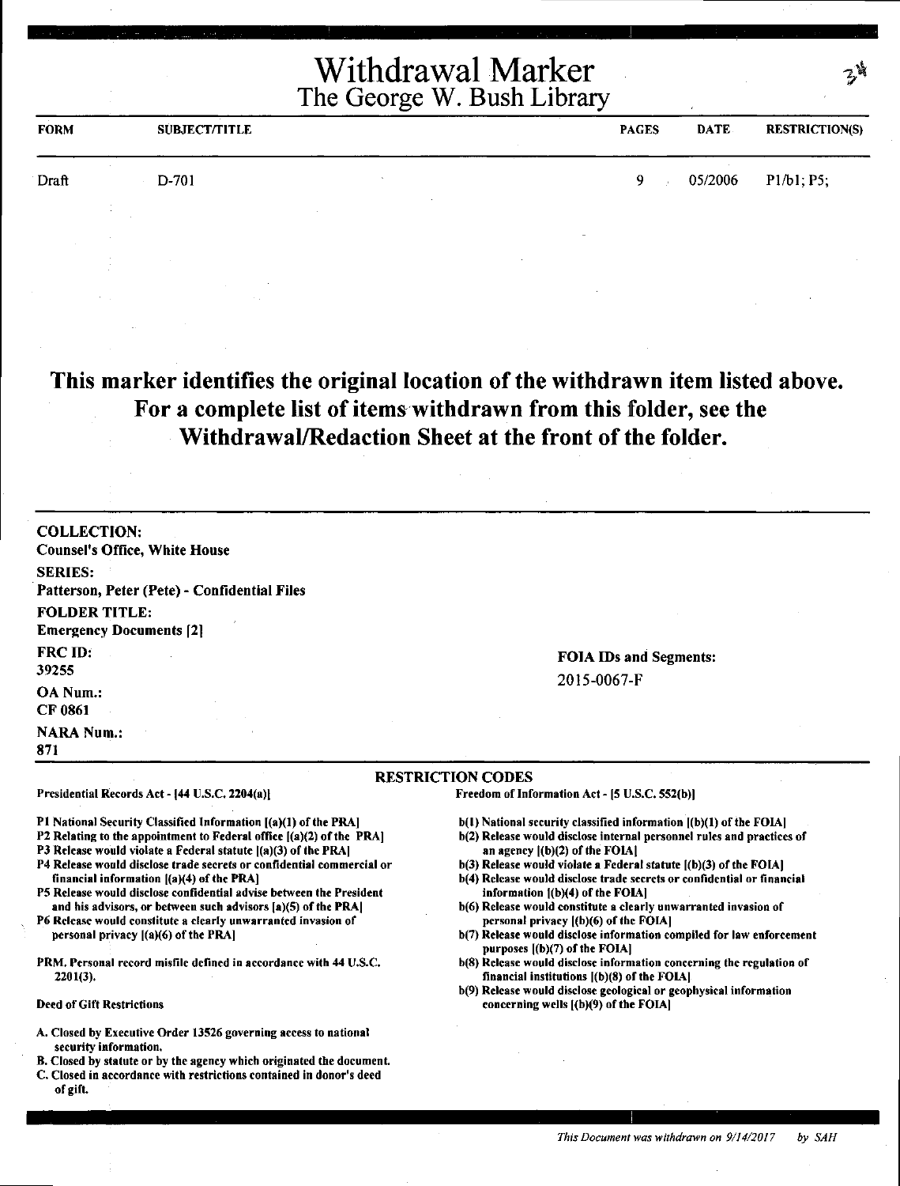# Withdrawal Marker
## The George W. Bush Library

| FORM | SUBJECT/TITLE | PAGES | DATE | RESTRICTION(S) |
|---|---|---|---|---|
| Draft | D-701 | 9 | 05/2006 | P1/b1; P5; |

**This marker identifies the original location of the withdrawn item listed above. For a complete list of items withdrawn from this folder, see the Withdrawal/Redaction Sheet at the front of the folder.**

**COLLECTION:**
Counsel's Office, White House

**SERIES:**
Patterson, Peter (Pete) - Confidential Files

**FOLDER TITLE:**
Emergency Documents [2]

**FRC ID:**
39255

**OA Num.:**
CF 0861

**NARA Num.:**
871

**FOIA IDs and Segments:**
2015-0067-F

### RESTRICTION CODES

**Presidential Records Act - [44 U.S.C. 2204(a)]**

- P1 National Security Classified Information [(a)(1) of the PRA]
- P2 Relating to the appointment to Federal office [(a)(2) of the PRA]
- P3 Release would violate a Federal statute [(a)(3) of the PRA]
- P4 Release would disclose trade secrets or confidential commercial or financial information [(a)(4) of the PRA]
- P5 Release would disclose confidential advise between the President and his advisors, or between such advisors [a)(5) of the PRA]
- P6 Release would constitute a clearly unwarranted invasion of personal privacy [(a)(6) of the PRA]

PRM. Personal record misfile defined in accordance with 44 U.S.C. 2201(3).

**Deed of Gift Restrictions**

- A. Closed by Executive Order 13526 governing access to national security information.
- B. Closed by statute or by the agency which originated the document.
- C. Closed in accordance with restrictions contained in donor's deed of gift.

**Freedom of Information Act - [5 U.S.C. 552(b)]**

- b(1) National security classified information [(b)(1) of the FOIA]
- b(2) Release would disclose internal personnel rules and practices of an agency [(b)(2) of the FOIA]
- b(3) Release would violate a Federal statute [(b)(3) of the FOIA]
- b(4) Release would disclose trade secrets or confidential or financial information [(b)(4) of the FOIA]
- b(6) Release would constitute a clearly unwarranted invasion of personal privacy [(b)(6) of the FOIA]
- b(7) Release would disclose information compiled for law enforcement purposes [(b)(7) of the FOIA]
- b(8) Release would disclose information concerning the regulation of financial institutions [(b)(8) of the FOIA]
- b(9) Release would disclose geological or geophysical information concerning wells [(b)(9) of the FOIA]

*This Document was withdrawn on 9/14/2017 by SAH*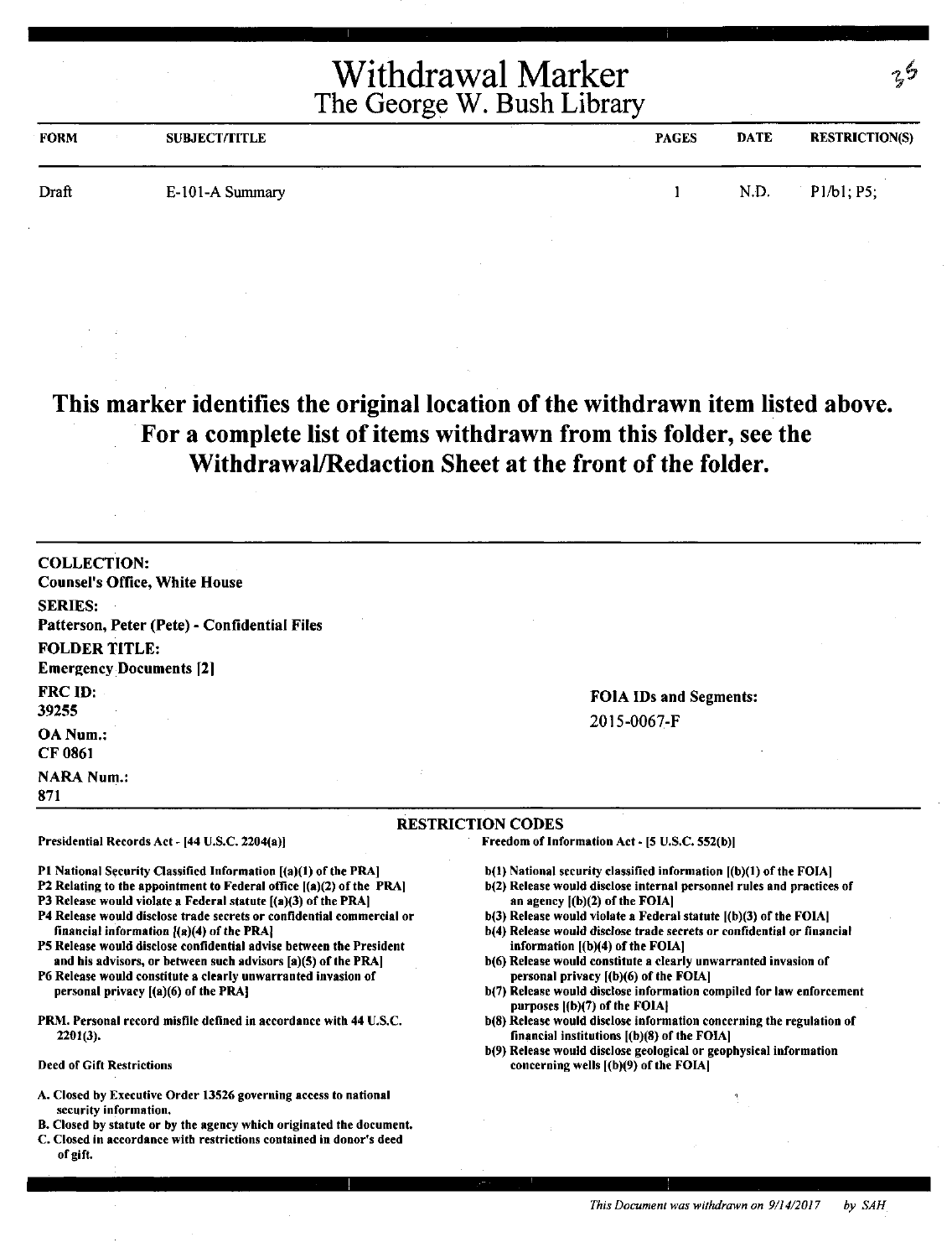# Withdrawal Marker
## The George W. Bush Library

| FORM | SUBJECT/TITLE | PAGES | DATE | RESTRICTION(S) |
|---|---|---|---|---|
| Draft | E-101-A Summary | 1 | N.D. | P1/b1; P5; |

**This marker identifies the original location of the withdrawn item listed above. For a complete list of items withdrawn from this folder, see the Withdrawal/Redaction Sheet at the front of the folder.**

**COLLECTION:**
**Counsel's Office, White House**

**SERIES:**
**Patterson, Peter (Pete) - Confidential Files**

**FOLDER TITLE:**
**Emergency Documents [2]**

**FRC ID:**
**39255**

**OA Num.:**
**CF 0861**

**NARA Num.:**
**871**

**FOIA IDs and Segments:**
2015-0067-F

**RESTRICTION CODES**

Presidential Records Act - [44 U.S.C. 2204(a)]

P1 National Security Classified Information [(a)(1) of the PRA]
P2 Relating to the appointment to Federal office [(a)(2) of the PRA]
P3 Release would violate a Federal statute [(a)(3) of the PRA]
P4 Release would disclose trade secrets or confidential commercial or financial information [(a)(4) of the PRA]
P5 Release would disclose confidential advise between the President and his advisors, or between such advisors [a)(5) of the PRA]
P6 Release would constitute a clearly unwarranted invasion of personal privacy [(a)(6) of the PRA]

PRM. Personal record misfile defined in accordance with 44 U.S.C. 2201(3).

Deed of Gift Restrictions

A. Closed by Executive Order 13526 governing access to national security information.
B. Closed by statute or by the agency which originated the document.
C. Closed in accordance with restrictions contained in donor's deed of gift.

Freedom of Information Act - [5 U.S.C. 552(b)]

b(1) National security classified information [(b)(1) of the FOIA]
b(2) Release would disclose internal personnel rules and practices of an agency [(b)(2) of the FOIA]
b(3) Release would violate a Federal statute [(b)(3) of the FOIA]
b(4) Release would disclose trade secrets or confidential or financial information [(b)(4) of the FOIA]
b(6) Release would constitute a clearly unwarranted invasion of personal privacy [(b)(6) of the FOIA]
b(7) Release would disclose information compiled for law enforcement purposes [(b)(7) of the FOIA]
b(8) Release would disclose information concerning the regulation of financial institutions [(b)(8) of the FOIA]
b(9) Release would disclose geological or geophysical information concerning wells [(b)(9) of the FOIA]

*This Document was withdrawn on 9/14/2017 by SAH*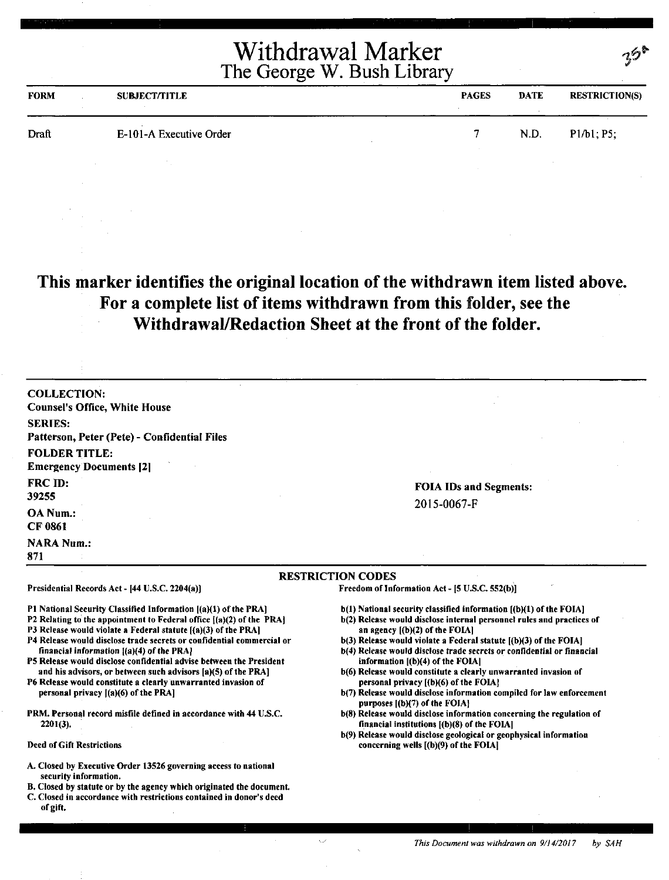# Withdrawal Marker
## The George W. Bush Library

35a

| FORM | SUBJECT/TITLE | PAGES | DATE | RESTRICTION(S) |
|---|---|---|---|---|
| Draft | E-101-A Executive Order | 7 | N.D. | P1/b1; P5; |

**This marker identifies the original location of the withdrawn item listed above. For a complete list of items withdrawn from this folder, see the Withdrawal/Redaction Sheet at the front of the folder.**

**COLLECTION:**
Counsel's Office, White House

**SERIES:**
Patterson, Peter (Pete) - Confidential Files

**FOLDER TITLE:**
Emergency Documents [2]

**FRC ID:**
39255

**OA Num.:**
CF 0861

**NARA Num.:**
871

**FOIA IDs and Segments:**
2015-0067-F

### RESTRICTION CODES

Presidential Records Act - [44 U.S.C. 2204(a)]

P1 National Security Classified Information [(a)(1) of the PRA]
P2 Relating to the appointment to Federal office [(a)(2) of the PRA]
P3 Release would violate a Federal statute [(a)(3) of the PRA]
P4 Release would disclose trade secrets or confidential commercial or financial information [(a)(4) of the PRA]
P5 Release would disclose confidential advise between the President and his advisors, or between such advisors [a)(5) of the PRA]
P6 Release would constitute a clearly unwarranted invasion of personal privacy [(a)(6) of the PRA]

PRM. Personal record misfile defined in accordance with 44 U.S.C. 2201(3).

Deed of Gift Restrictions

A. Closed by Executive Order 13526 governing access to national security information.
B. Closed by statute or by the agency which originated the document.
C. Closed in accordance with restrictions contained in donor's deed of gift.

Freedom of Information Act - [5 U.S.C. 552(b)]

b(1) National security classified information [(b)(1) of the FOIA]
b(2) Release would disclose internal personnel rules and practices of an agency [(b)(2) of the FOIA]
b(3) Release would violate a Federal statute [(b)(3) of the FOIA]
b(4) Release would disclose trade secrets or confidential or financial information [(b)(4) of the FOIA]
b(6) Release would constitute a clearly unwarranted invasion of personal privacy [(b)(6) of the FOIA]
b(7) Release would disclose information compiled for law enforcement purposes [(b)(7) of the FOIA]
b(8) Release would disclose information concerning the regulation of financial institutions [(b)(8) of the FOIA]
b(9) Release would disclose geological or geophysical information concerning wells [(b)(9) of the FOIA]

*This Document was withdrawn on 9/14/2017 by SAH*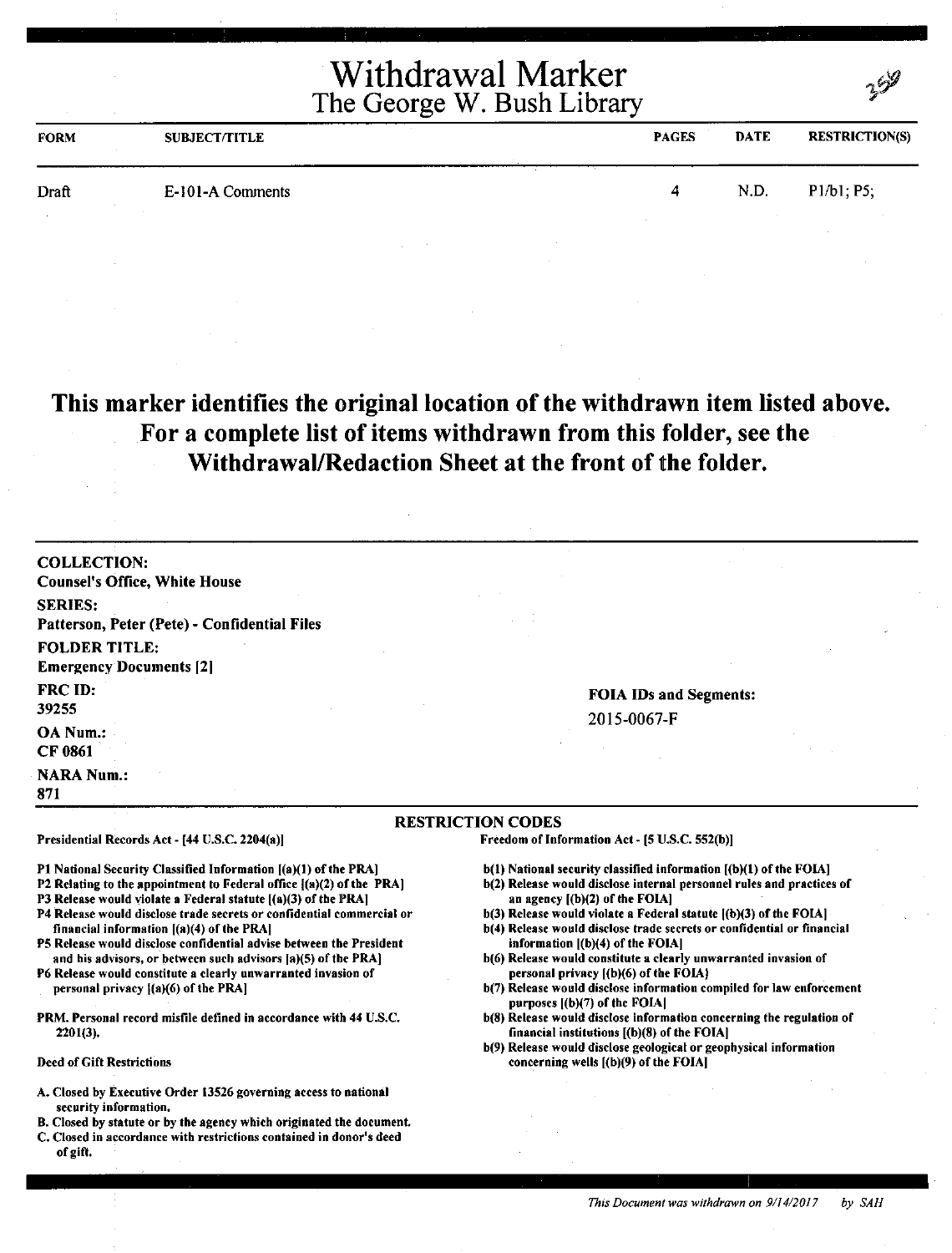# Withdrawal Marker
## The George W. Bush Library

| FORM | SUBJECT/TITLE | PAGES | DATE | RESTRICTION(S) |
|---|---|---|---|---|
| Draft | E-101-A Comments | 4 | N.D. | P1/b1; P5; |

**This marker identifies the original location of the withdrawn item listed above. For a complete list of items withdrawn from this folder, see the Withdrawal/Redaction Sheet at the front of the folder.**

**COLLECTION:**
**Counsel's Office, White House**

**SERIES:**
**Patterson, Peter (Pete) - Confidential Files**

**FOLDER TITLE:**
**Emergency Documents [2]**

**FRC ID:**
39255

**OA Num.:**
**CF 0861**

**NARA Num.:**
871

**FOIA IDs and Segments:**
2015-0067-F

### RESTRICTION CODES

**Presidential Records Act - [44 U.S.C. 2204(a)]**

P1 National Security Classified Information [(a)(1) of the PRA]
P2 Relating to the appointment to Federal office [(a)(2) of the PRA]
P3 Release would violate a Federal statute [(a)(3) of the PRA]
P4 Release would disclose trade secrets or confidential commercial or financial information [(a)(4) of the PRA]
P5 Release would disclose confidential advise between the President and his advisors, or between such advisors [a)(5) of the PRA]
P6 Release would constitute a clearly unwarranted invasion of personal privacy [(a)(6) of the PRA]

PRM. Personal record misfile defined in accordance with 44 U.S.C. 2201(3).

Deed of Gift Restrictions

A. Closed by Executive Order 13526 governing access to national security information.
B. Closed by statute or by the agency which originated the document.
C. Closed in accordance with restrictions contained in donor's deed of gift.

**Freedom of Information Act - [5 U.S.C. 552(b)]**

b(1) National security classified information [(b)(1) of the FOIA]
b(2) Release would disclose internal personnel rules and practices of an agency [(b)(2) of the FOIA]
b(3) Release would violate a Federal statute [(b)(3) of the FOIA]
b(4) Release would disclose trade secrets or confidential or financial information [(b)(4) of the FOIA]
b(6) Release would constitute a clearly unwarranted invasion of personal privacy [(b)(6) of the FOIA]
b(7) Release would disclose information compiled for law enforcement purposes [(b)(7) of the FOIA]
b(8) Release would disclose information concerning the regulation of financial institutions [(b)(8) of the FOIA]
b(9) Release would disclose geological or geophysical information concerning wells [(b)(9) of the FOIA]

*This Document was withdrawn on 9/14/2017 by SAH*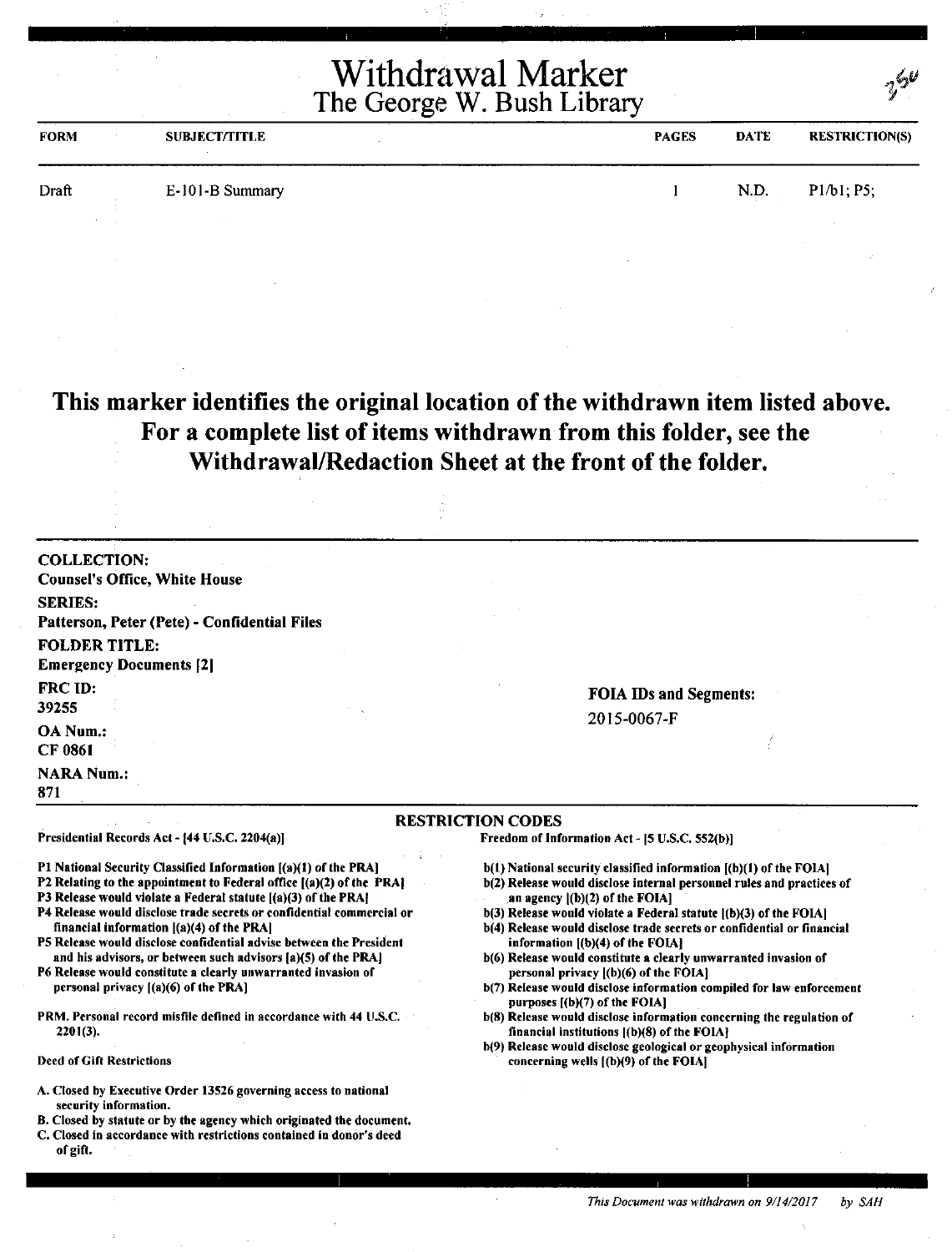# Withdrawal Marker
## The George W. Bush Library

25v

| FORM | SUBJECT/TITLE | PAGES | DATE | RESTRICTION(S) |
|---|---|---|---|---|
| Draft | E-101-B Summary | 1 | N.D. | P1/b1; P5; |

**This marker identifies the original location of the withdrawn item listed above. For a complete list of items withdrawn from this folder, see the Withdrawal/Redaction Sheet at the front of the folder.**

**COLLECTION:**
Counsel's Office, White House

**SERIES:**
Patterson, Peter (Pete) - Confidential Files

**FOLDER TITLE:**
Emergency Documents [2]

**FRC ID:**
39255

**OA Num.:**
CF 0861

**NARA Num.:**
871

**FOIA IDs and Segments:**
2015-0067-F

### RESTRICTION CODES

Presidential Records Act - [44 U.S.C. 2204(a)]

P1 National Security Classified Information [(a)(1) of the PRA]
P2 Relating to the appointment to Federal office [(a)(2) of the PRA]
P3 Release would violate a Federal statute [(a)(3) of the PRA]
P4 Release would disclose trade secrets or confidential commercial or financial information [(a)(4) of the PRA]
P5 Release would disclose confidential advise between the President and his advisors, or between such advisors [a)(5) of the PRA]
P6 Release would constitute a clearly unwarranted invasion of personal privacy [(a)(6) of the PRA]

PRM. Personal record misfile defined in accordance with 44 U.S.C. 2201(3).

Deed of Gift Restrictions

A. Closed by Executive Order 13526 governing access to national security information.
B. Closed by statute or by the agency which originated the document.
C. Closed in accordance with restrictions contained in donor's deed of gift.

Freedom of Information Act - [5 U.S.C. 552(b)]

b(1) National security classified information [(b)(1) of the FOIA]
b(2) Release would disclose internal personnel rules and practices of an agency [(b)(2) of the FOIA]
b(3) Release would violate a Federal statute [(b)(3) of the FOIA]
b(4) Release would disclose trade secrets or confidential or financial information [(b)(4) of the FOIA]
b(6) Release would constitute a clearly unwarranted invasion of personal privacy [(b)(6) of the FOIA]
b(7) Release would disclose information compiled for law enforcement purposes [(b)(7) of the FOIA]
b(8) Release would disclose information concerning the regulation of financial institutions [(b)(8) of the FOIA]
b(9) Release would disclose geological or geophysical information concerning wells [(b)(9) of the FOIA]

*This Document was withdrawn on 9/14/2017 by SAH*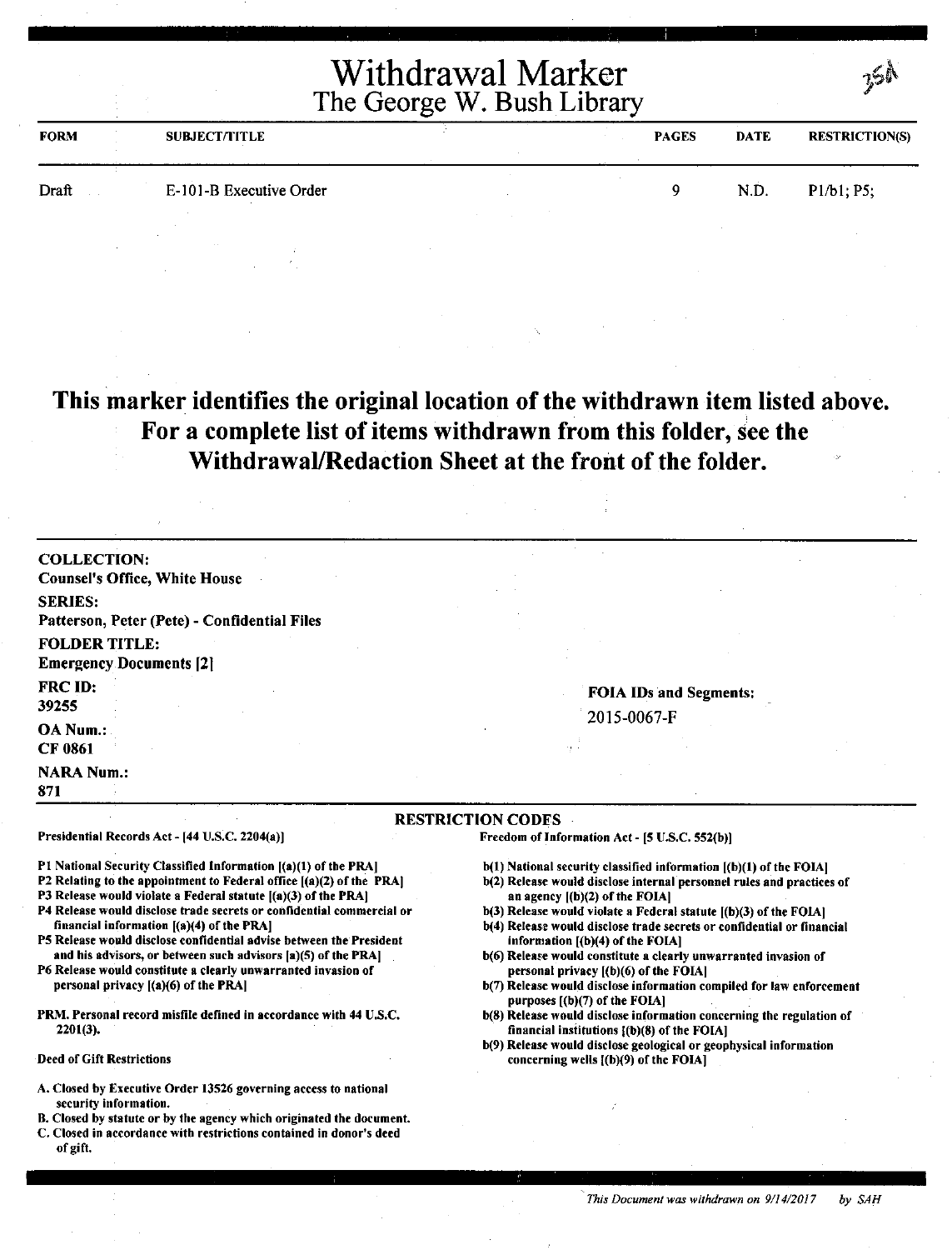# Withdrawal Marker
## The George W. Bush Library

35A

| FORM | SUBJECT/TITLE | PAGES | DATE | RESTRICTION(S) |
|---|---|---|---|---|
| Draft | E-101-B Executive Order | 9 | N.D. | P1/b1; P5; |

**This marker identifies the original location of the withdrawn item listed above. For a complete list of items withdrawn from this folder, see the Withdrawal/Redaction Sheet at the front of the folder.**

**COLLECTION:**
**Counsel's Office, White House**

**SERIES:**
**Patterson, Peter (Pete) - Confidential Files**

**FOLDER TITLE:**
**Emergency Documents [2]**

**FRC ID:**
**39255**

**OA Num.:**
**CF 0861**

**NARA Num.:**
**871**

**FOIA IDs and Segments:**
2015-0067-F

**RESTRICTION CODES**

**Presidential Records Act - [44 U.S.C. 2204(a)]**

**P1 National Security Classified Information [(a)(1) of the PRA]**
**P2 Relating to the appointment to Federal office [(a)(2) of the PRA]**
**P3 Release would violate a Federal statute [(a)(3) of the PRA]**
**P4 Release would disclose trade secrets or confidential commercial or financial information [(a)(4) of the PRA]**
**P5 Release would disclose confidential advise between the President and his advisors, or between such advisors [a)(5) of the PRA]**
**P6 Release would constitute a clearly unwarranted invasion of personal privacy [(a)(6) of the PRA]**

**PRM. Personal record misfile defined in accordance with 44 U.S.C. 2201(3).**

**Deed of Gift Restrictions**

**A. Closed by Executive Order 13526 governing access to national security information.**
**B. Closed by statute or by the agency which originated the document.**
**C. Closed in accordance with restrictions contained in donor's deed of gift.**

**Freedom of Information Act - [5 U.S.C. 552(b)]**

**b(1) National security classified information [(b)(1) of the FOIA]**
**b(2) Release would disclose internal personnel rules and practices of an agency [(b)(2) of the FOIA]**
**b(3) Release would violate a Federal statute [(b)(3) of the FOIA]**
**b(4) Release would disclose trade secrets or confidential or financial information [(b)(4) of the FOIA]**
**b(6) Release would constitute a clearly unwarranted invasion of personal privacy [(b)(6) of the FOIA]**
**b(7) Release would disclose information compiled for law enforcement purposes [(b)(7) of the FOIA]**
**b(8) Release would disclose information concerning the regulation of financial institutions [(b)(8) of the FOIA]**
**b(9) Release would disclose geological or geophysical information concerning wells [(b)(9) of the FOIA]**

*This Document was withdrawn on 9/14/2017 by SAH*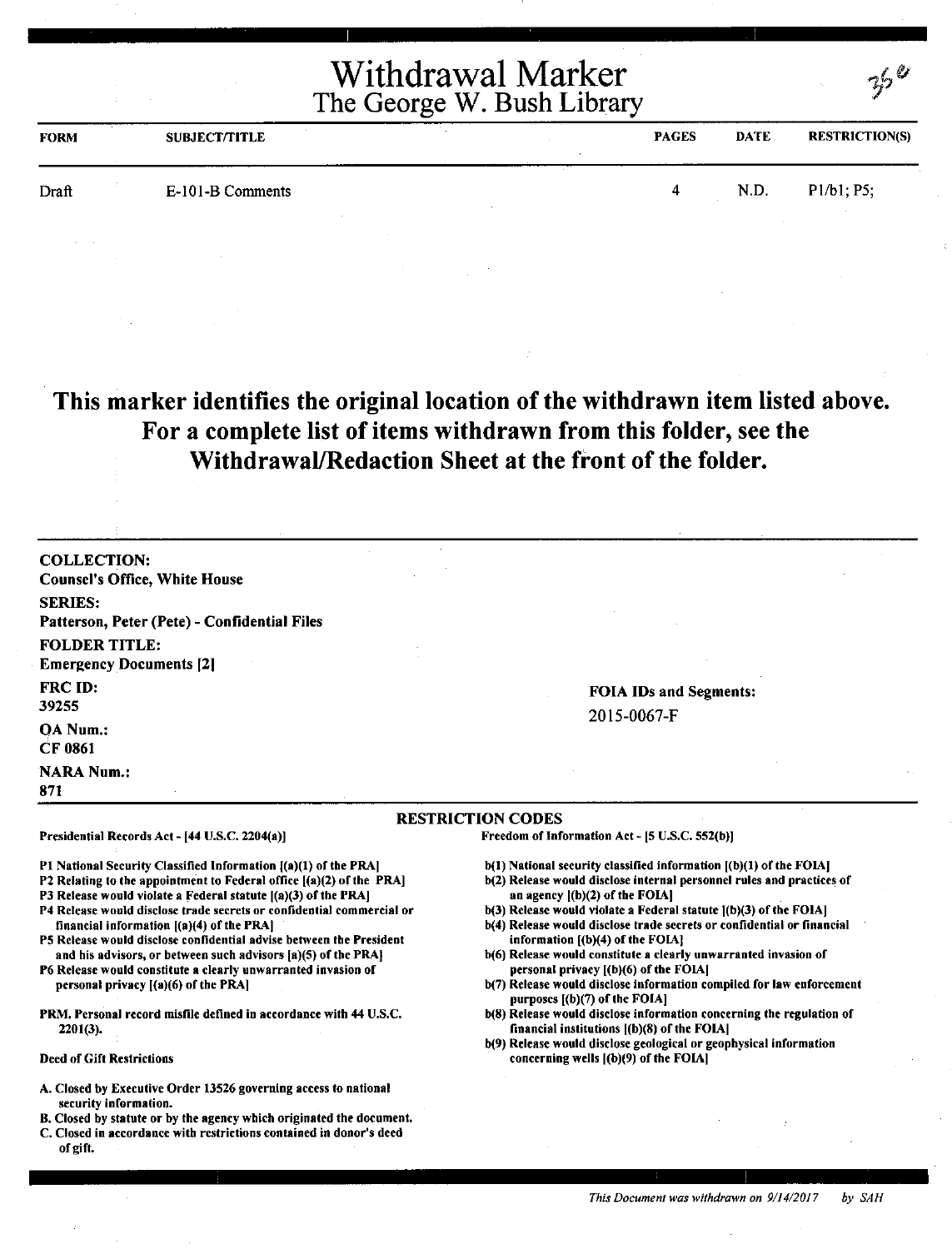# Withdrawal Marker
## The George W. Bush Library

35e

| FORM | SUBJECT/TITLE | PAGES | DATE | RESTRICTION(S) |
|---|---|---|---|---|
| Draft | E-101-B Comments | 4 | N.D. | P1/b1; P5; |

**This marker identifies the original location of the withdrawn item listed above. For a complete list of items withdrawn from this folder, see the Withdrawal/Redaction Sheet at the front of the folder.**

**COLLECTION:**
Counsel's Office, White House

**SERIES:**
Patterson, Peter (Pete) - Confidential Files

**FOLDER TITLE:**
Emergency Documents [2]

**FRC ID:**
39255

**OA Num.:**
CF 0861

**NARA Num.:**
871

**FOIA IDs and Segments:**
2015-0067-F

### RESTRICTION CODES

**Presidential Records Act - [44 U.S.C. 2204(a)]**

- P1 National Security Classified Information [(a)(1) of the PRA]
- P2 Relating to the appointment to Federal office [(a)(2) of the PRA]
- P3 Release would violate a Federal statute [(a)(3) of the PRA]
- P4 Release would disclose trade secrets or confidential commercial or financial information [(a)(4) of the PRA]
- P5 Release would disclose confidential advise between the President and his advisors, or between such advisors [a)(5) of the PRA]
- P6 Release would constitute a clearly unwarranted invasion of personal privacy [(a)(6) of the PRA]

PRM. Personal record misfile defined in accordance with 44 U.S.C. 2201(3).

**Deed of Gift Restrictions**

- A. Closed by Executive Order 13526 governing access to national security information.
- B. Closed by statute or by the agency which originated the document.
- C. Closed in accordance with restrictions contained in donor's deed of gift.

**Freedom of Information Act - [5 U.S.C. 552(b)]**

- b(1) National security classified information [(b)(1) of the FOIA]
- b(2) Release would disclose internal personnel rules and practices of an agency [(b)(2) of the FOIA]
- b(3) Release would violate a Federal statute [(b)(3) of the FOIA]
- b(4) Release would disclose trade secrets or confidential or financial information [(b)(4) of the FOIA]
- b(6) Release would constitute a clearly unwarranted invasion of personal privacy [(b)(6) of the FOIA]
- b(7) Release would disclose information compiled for law enforcement purposes [(b)(7) of the FOIA]
- b(8) Release would disclose information concerning the regulation of financial institutions [(b)(8) of the FOIA]
- b(9) Release would disclose geological or geophysical information concerning wells [(b)(9) of the FOIA]

*This Document was withdrawn on 9/14/2017 by SAH*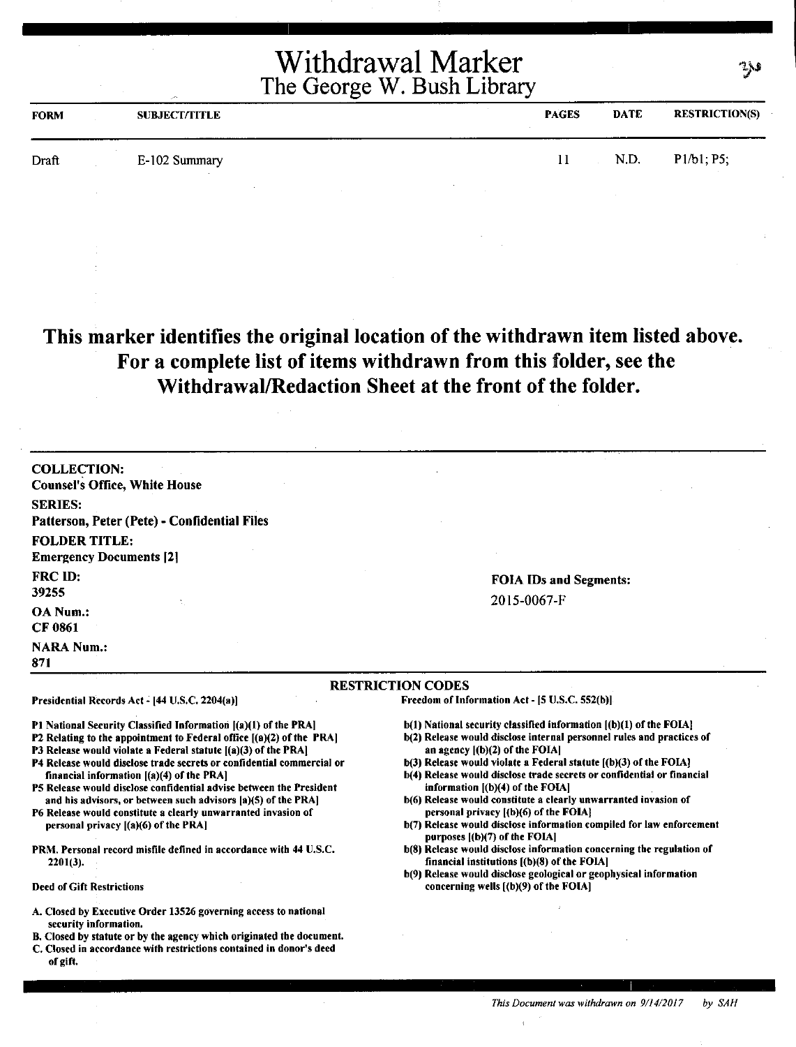# Withdrawal Marker
## The George W. Bush Library

| FORM | SUBJECT/TITLE | PAGES | DATE | RESTRICTION(S) |
|---|---|---|---|---|
| Draft | E-102 Summary | 11 | N.D. | P1/b1; P5; |

**This marker identifies the original location of the withdrawn item listed above. For a complete list of items withdrawn from this folder, see the Withdrawal/Redaction Sheet at the front of the folder.**

**COLLECTION:**
**Counsel's Office, White House**

**SERIES:**
**Patterson, Peter (Pete) - Confidential Files**

**FOLDER TITLE:**
**Emergency Documents [2]**

**FRC ID:**
**39255**

**OA Num.:**
**CF 0861**

**NARA Num.:**
**871**

**FOIA IDs and Segments:**
2015-0067-F

**RESTRICTION CODES**

Presidential Records Act - [44 U.S.C. 2204(a)]

P1 National Security Classified Information [(a)(1) of the PRA]
P2 Relating to the appointment to Federal office [(a)(2) of the PRA]
P3 Release would violate a Federal statute [(a)(3) of the PRA]
P4 Release would disclose trade secrets or confidential commercial or financial information [(a)(4) of the PRA]
P5 Release would disclose confidential advise between the President and his advisors, or between such advisors [a)(5) of the PRA]
P6 Release would constitute a clearly unwarranted invasion of personal privacy [(a)(6) of the PRA]

PRM. Personal record misfile defined in accordance with 44 U.S.C. 2201(3).

Deed of Gift Restrictions

A. Closed by Executive Order 13526 governing access to national security information.
B. Closed by statute or by the agency which originated the document.
C. Closed in accordance with restrictions contained in donor's deed of gift.

Freedom of Information Act - [5 U.S.C. 552(b)]

b(1) National security classified information [(b)(1) of the FOIA]
b(2) Release would disclose internal personnel rules and practices of an agency [(b)(2) of the FOIA]
b(3) Release would violate a Federal statute [(b)(3) of the FOIA]
b(4) Release would disclose trade secrets or confidential or financial information [(b)(4) of the FOIA]
b(6) Release would constitute a clearly unwarranted invasion of personal privacy [(b)(6) of the FOIA]
b(7) Release would disclose information compiled for law enforcement purposes [(b)(7) of the FOIA]
b(8) Release would disclose information concerning the regulation of financial institutions [(b)(8) of the FOIA]
b(9) Release would disclose geological or geophysical information concerning wells [(b)(9) of the FOIA]

*This Document was withdrawn on 9/14/2017 by SAH*